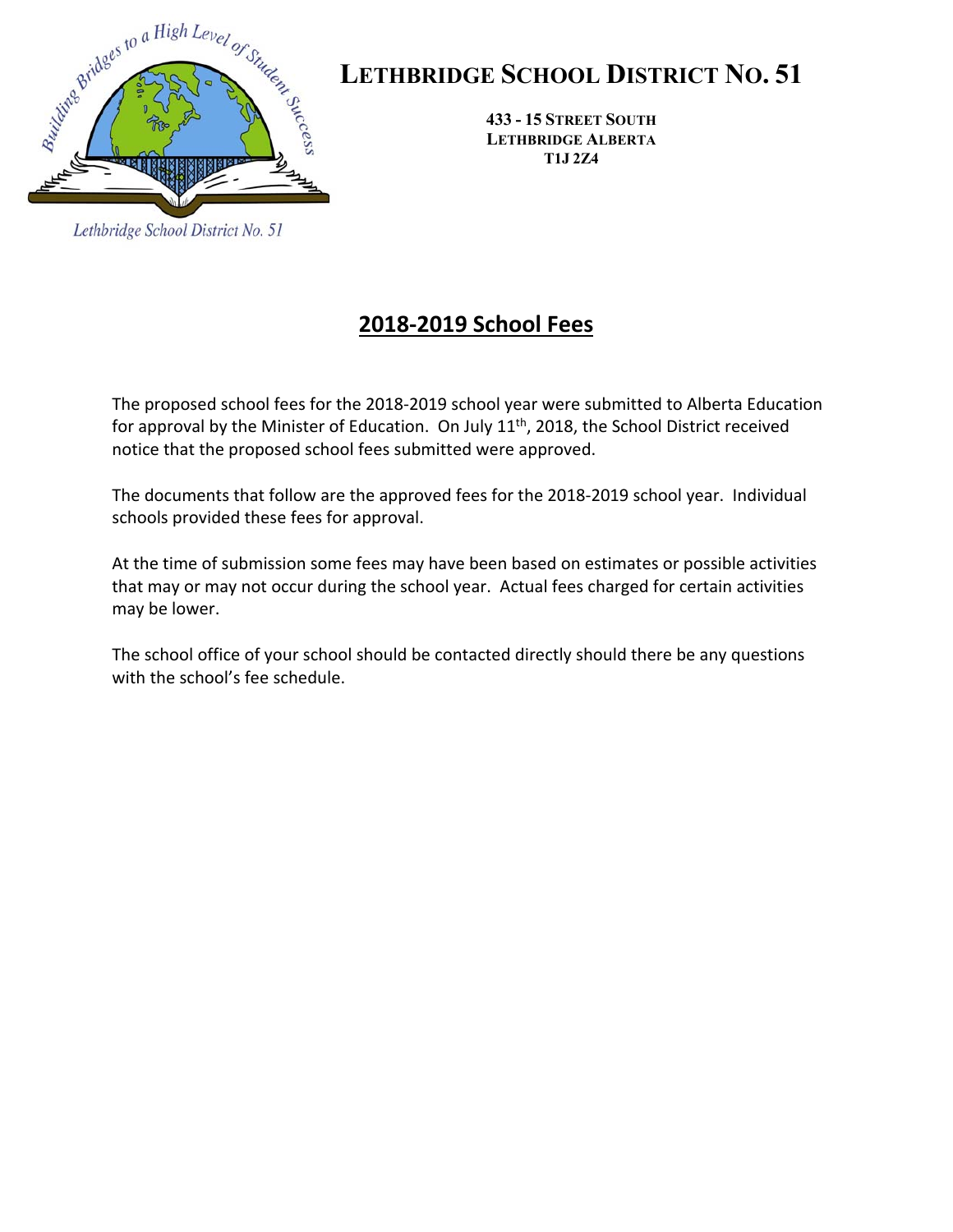# LETHBRIDGE SCHOOL DISTRICT NO. 51

**433 - 15 STREET SOUTH**
**LETHBRIDGE ALBERTA**
**T1J 2Z4**

Lethbridge School District No. 51

## 2018-2019 School Fees

The proposed school fees for the 2018-2019 school year were submitted to Alberta Education for approval by the Minister of Education. On July 11th, 2018, the School District received notice that the proposed school fees submitted were approved.

The documents that follow are the approved fees for the 2018-2019 school year. Individual schools provided these fees for approval.

At the time of submission some fees may have been based on estimates or possible activities that may or may not occur during the school year. Actual fees charged for certain activities may be lower.

The school office of your school should be contacted directly should there be any questions with the school's fee schedule.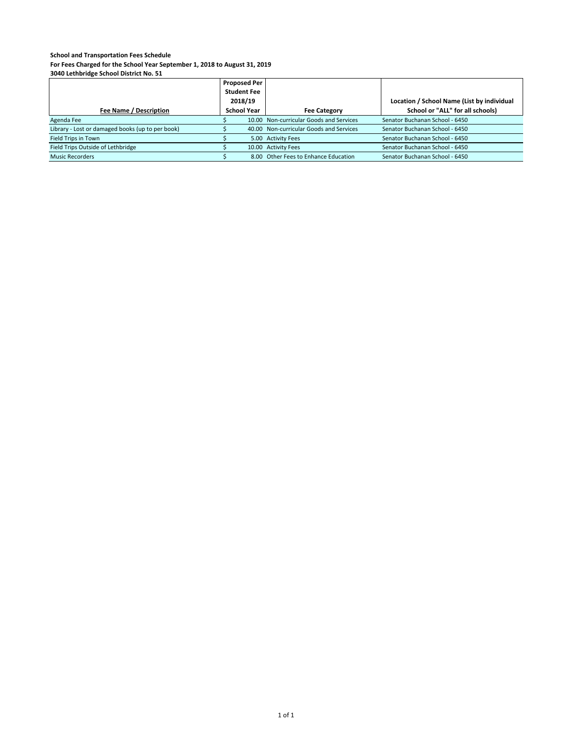**School and Transportation Fees Schedule**
**For Fees Charged for the School Year September 1, 2018 to August 31, 2019**
**3040 Lethbridge School District No. 51**

| Fee Name / Description | Proposed Per Student Fee 2018/19 School Year | Fee Category | Location / School Name (List by individual School or "ALL" for all schools) |
|---|---|---|---|
| Agenda Fee | $ 10.00 | Non-curricular Goods and Services | Senator Buchanan School - 6450 |
| Library - Lost or damaged books (up to per book) | $ 40.00 | Non-curricular Goods and Services | Senator Buchanan School - 6450 |
| Field Trips in Town | $ 5.00 | Activity Fees | Senator Buchanan School - 6450 |
| Field Trips Outside of Lethbridge | $ 10.00 | Activity Fees | Senator Buchanan School - 6450 |
| Music Recorders | $ 8.00 | Other Fees to Enhance Education | Senator Buchanan School - 6450 |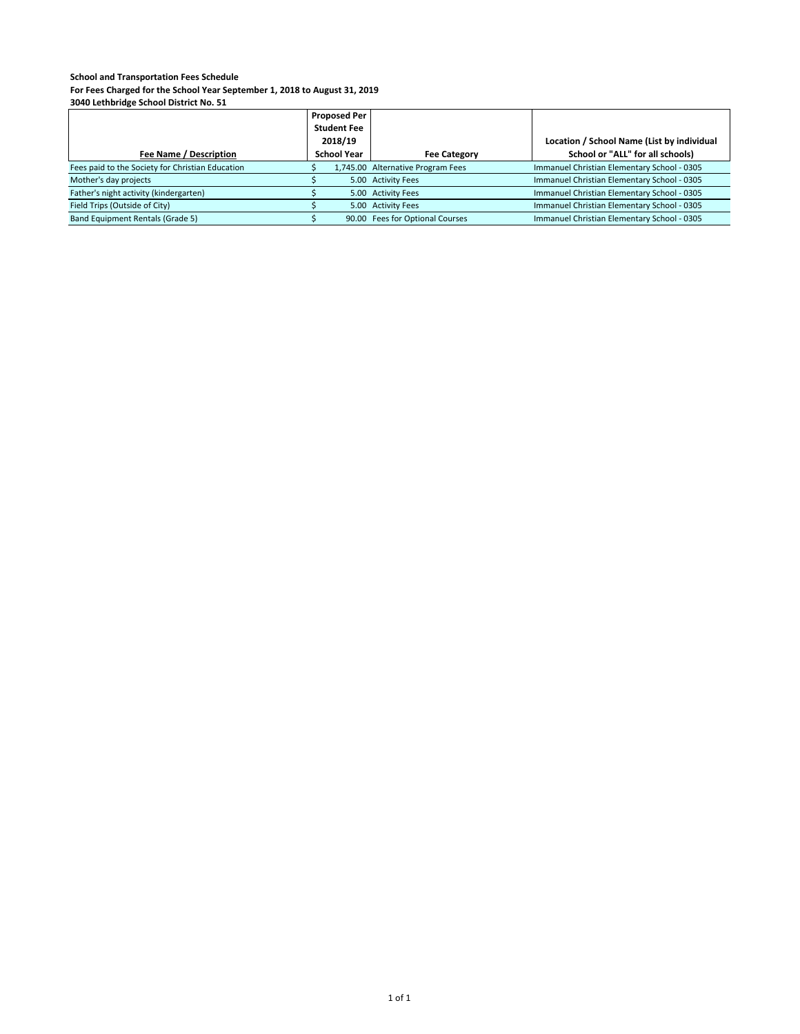**School and Transportation Fees Schedule**
**For Fees Charged for the School Year September 1, 2018 to August 31, 2019**
**3040 Lethbridge School District No. 51**

| Fee Name / Description | Proposed Per Student Fee 2018/19 School Year | Fee Category | Location / School Name (List by individual School or "ALL" for all schools) |
|---|---|---|---|
| Fees paid to the Society for Christian Education | $ 1,745.00 | Alternative Program Fees | Immanuel Christian Elementary School - 0305 |
| Mother's day projects | $ 5.00 | Activity Fees | Immanuel Christian Elementary School - 0305 |
| Father's night activity (kindergarten) | $ 5.00 | Activity Fees | Immanuel Christian Elementary School - 0305 |
| Field Trips (Outside of City) | $ 5.00 | Activity Fees | Immanuel Christian Elementary School - 0305 |
| Band Equipment Rentals (Grade 5) | $ 90.00 | Fees for Optional Courses | Immanuel Christian Elementary School - 0305 |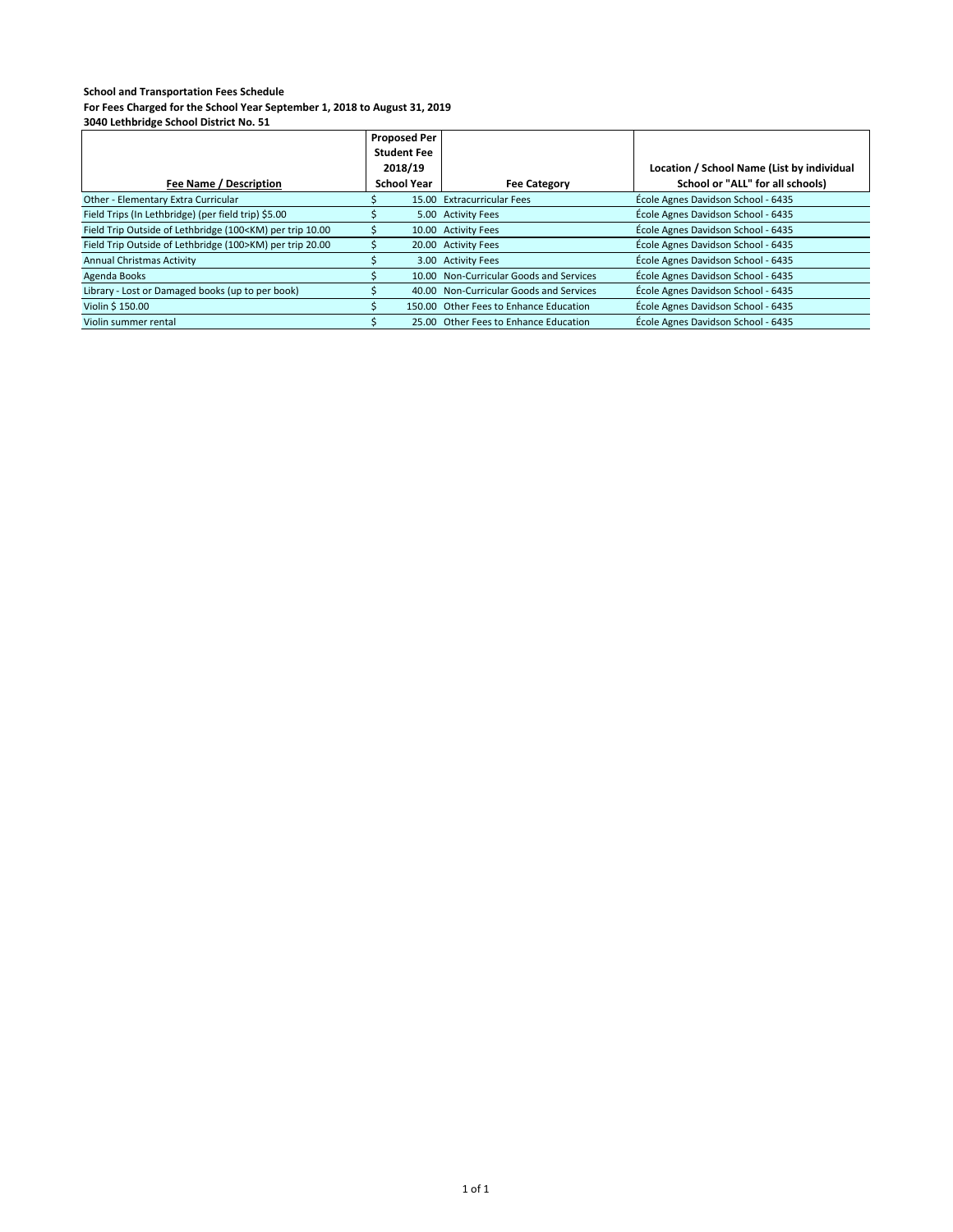**School and Transportation Fees Schedule**
**For Fees Charged for the School Year September 1, 2018 to August 31, 2019**
**3040 Lethbridge School District No. 51**

| Fee Name / Description | Proposed Per Student Fee 2018/19 School Year | Fee Category | Location / School Name (List by individual School or "ALL" for all schools) |
|---|---|---|---|
| Other - Elementary Extra Curricular | $ 15.00 | Extracurricular Fees | École Agnes Davidson School - 6435 |
| Field Trips (In Lethbridge) (per field trip) $5.00 | $ 5.00 | Activity Fees | École Agnes Davidson School - 6435 |
| Field Trip Outside of Lethbridge (100<KM) per trip 10.00 | $ 10.00 | Activity Fees | École Agnes Davidson School - 6435 |
| Field Trip Outside of Lethbridge (100>KM) per trip 20.00 | $ 20.00 | Activity Fees | École Agnes Davidson School - 6435 |
| Annual Christmas Activity | $ 3.00 | Activity Fees | École Agnes Davidson School - 6435 |
| Agenda Books | $ 10.00 | Non-Curricular Goods and Services | École Agnes Davidson School - 6435 |
| Library - Lost or Damaged books (up to per book) | $ 40.00 | Non-Curricular Goods and Services | École Agnes Davidson School - 6435 |
| Violin $ 150.00 | $ 150.00 | Other Fees to Enhance Education | École Agnes Davidson School - 6435 |
| Violin summer rental | $ 25.00 | Other Fees to Enhance Education | École Agnes Davidson School - 6435 |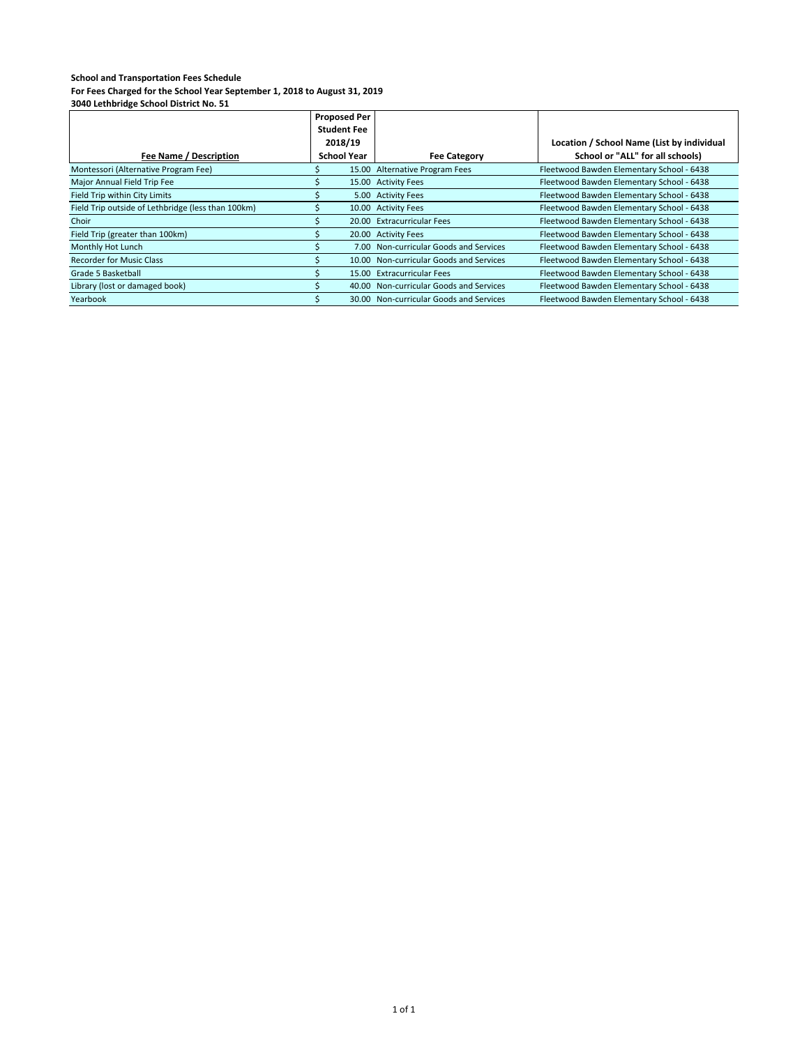**School and Transportation Fees Schedule**
**For Fees Charged for the School Year September 1, 2018 to August 31, 2019**
**3040 Lethbridge School District No. 51**

| Fee Name / Description | Proposed Per Student Fee 2018/19 School Year | Fee Category | Location / School Name (List by individual School or "ALL" for all schools) |
|---|---|---|---|
| Montessori (Alternative Program Fee) | $ 15.00 | Alternative Program Fees | Fleetwood Bawden Elementary School - 6438 |
| Major Annual Field Trip Fee | $ 15.00 | Activity Fees | Fleetwood Bawden Elementary School - 6438 |
| Field Trip within City Limits | $ 5.00 | Activity Fees | Fleetwood Bawden Elementary School - 6438 |
| Field Trip outside of Lethbridge (less than 100km) | $ 10.00 | Activity Fees | Fleetwood Bawden Elementary School - 6438 |
| Choir | $ 20.00 | Extracurricular Fees | Fleetwood Bawden Elementary School - 6438 |
| Field Trip (greater than 100km) | $ 20.00 | Activity Fees | Fleetwood Bawden Elementary School - 6438 |
| Monthly Hot Lunch | $ 7.00 | Non-curricular Goods and Services | Fleetwood Bawden Elementary School - 6438 |
| Recorder for Music Class | $ 10.00 | Non-curricular Goods and Services | Fleetwood Bawden Elementary School - 6438 |
| Grade 5 Basketball | $ 15.00 | Extracurricular Fees | Fleetwood Bawden Elementary School - 6438 |
| Library (lost or damaged book) | $ 40.00 | Non-curricular Goods and Services | Fleetwood Bawden Elementary School - 6438 |
| Yearbook | $ 30.00 | Non-curricular Goods and Services | Fleetwood Bawden Elementary School - 6438 |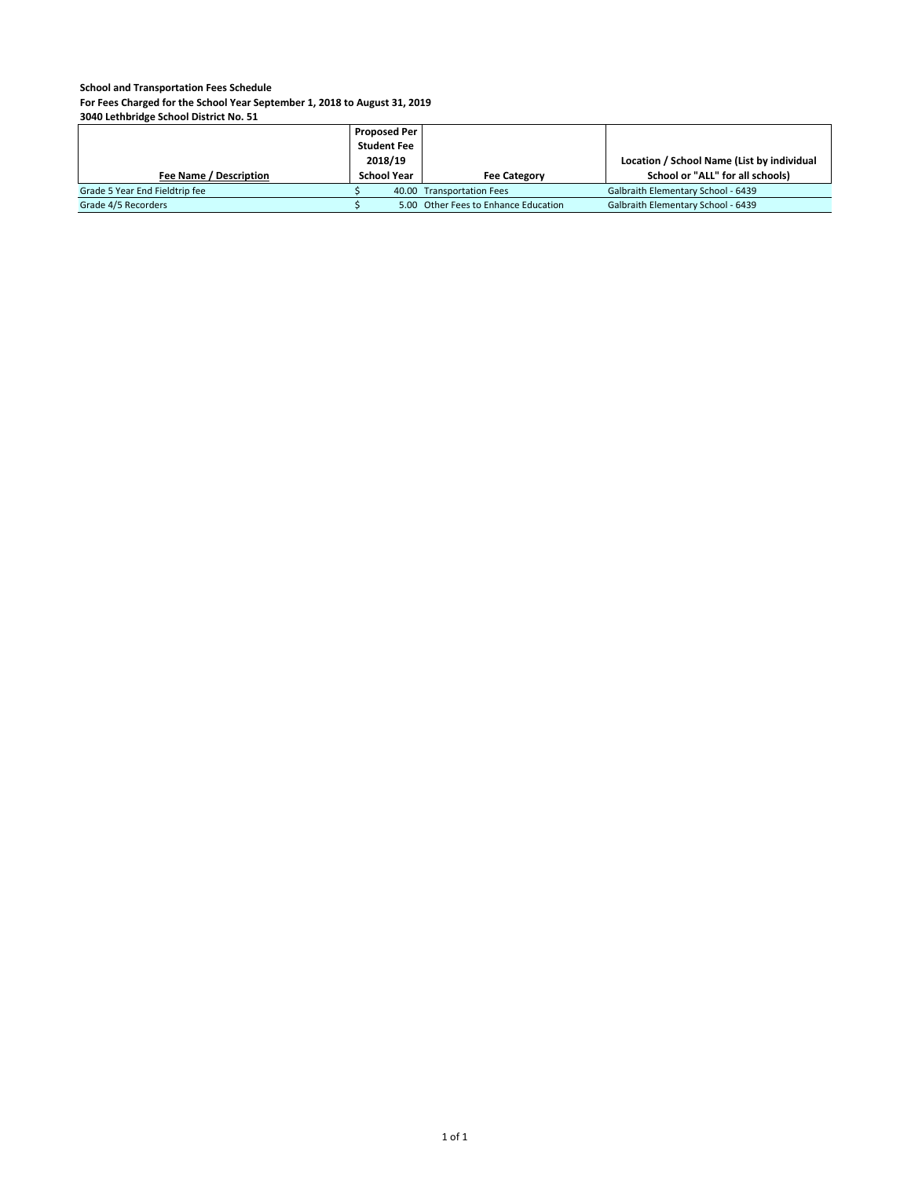**School and Transportation Fees Schedule**
**For Fees Charged for the School Year September 1, 2018 to August 31, 2019**
**3040 Lethbridge School District No. 51**

| Fee Name / Description | Proposed Per Student Fee 2018/19 School Year | Fee Category | Location / School Name (List by individual School or "ALL" for all schools) |
|---|---|---|---|
| Grade 5 Year End Fieldtrip fee | $ 40.00 | Transportation Fees | Galbraith Elementary School - 6439 |
| Grade 4/5 Recorders | $ 5.00 | Other Fees to Enhance Education | Galbraith Elementary School - 6439 |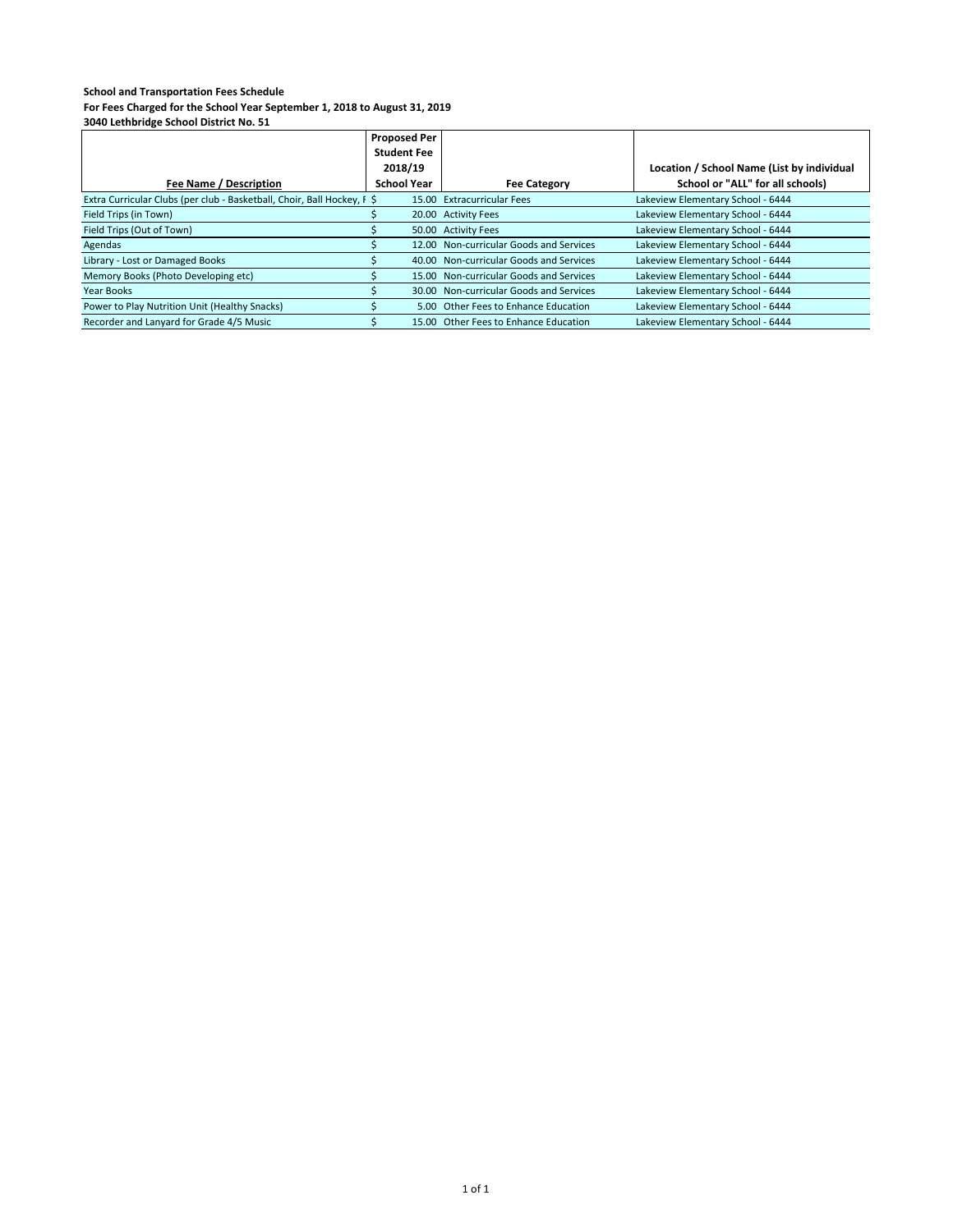**School and Transportation Fees Schedule**
**For Fees Charged for the School Year September 1, 2018 to August 31, 2019**
**3040 Lethbridge School District No. 51**

| Fee Name / Description | Proposed Per Student Fee 2018/19 School Year | Fee Category | Location / School Name (List by individual School or "ALL" for all schools) |
|---|---|---|---|
| Extra Curricular Clubs (per club - Basketball, Choir, Ball Hockey, F | $ 15.00 | Extracurricular Fees | Lakeview Elementary School - 6444 |
| Field Trips (in Town) | $ 20.00 | Activity Fees | Lakeview Elementary School - 6444 |
| Field Trips (Out of Town) | $ 50.00 | Activity Fees | Lakeview Elementary School - 6444 |
| Agendas | $ 12.00 | Non-curricular Goods and Services | Lakeview Elementary School - 6444 |
| Library - Lost or Damaged Books | $ 40.00 | Non-curricular Goods and Services | Lakeview Elementary School - 6444 |
| Memory Books (Photo Developing etc) | $ 15.00 | Non-curricular Goods and Services | Lakeview Elementary School - 6444 |
| Year Books | $ 30.00 | Non-curricular Goods and Services | Lakeview Elementary School - 6444 |
| Power to Play Nutrition Unit (Healthy Snacks) | $ 5.00 | Other Fees to Enhance Education | Lakeview Elementary School - 6444 |
| Recorder and Lanyard for Grade 4/5 Music | $ 15.00 | Other Fees to Enhance Education | Lakeview Elementary School - 6444 |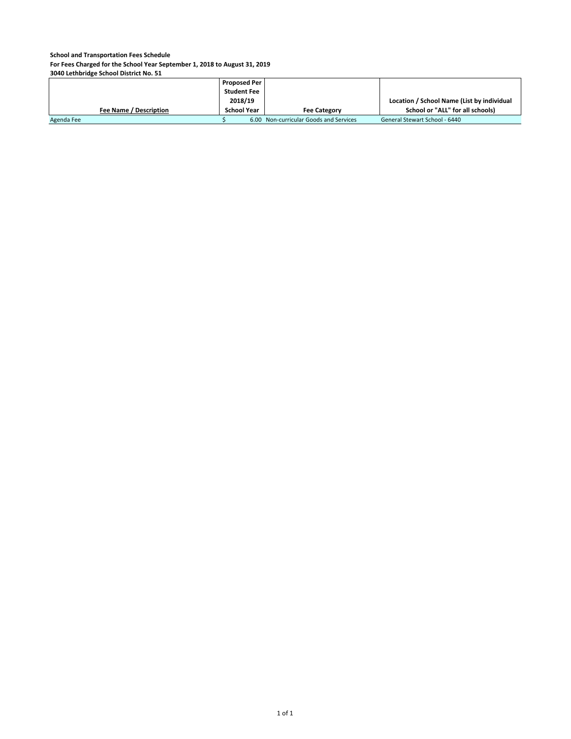**School and Transportation Fees Schedule**
**For Fees Charged for the School Year September 1, 2018 to August 31, 2019**
**3040 Lethbridge School District No. 51**

| Fee Name / Description | Proposed Per Student Fee 2018/19 School Year | Fee Category | Location / School Name (List by individual School or "ALL" for all schools) |
|---|---|---|---|
| Agenda Fee | $ 6.00 | Non-curricular Goods and Services | General Stewart School - 6440 |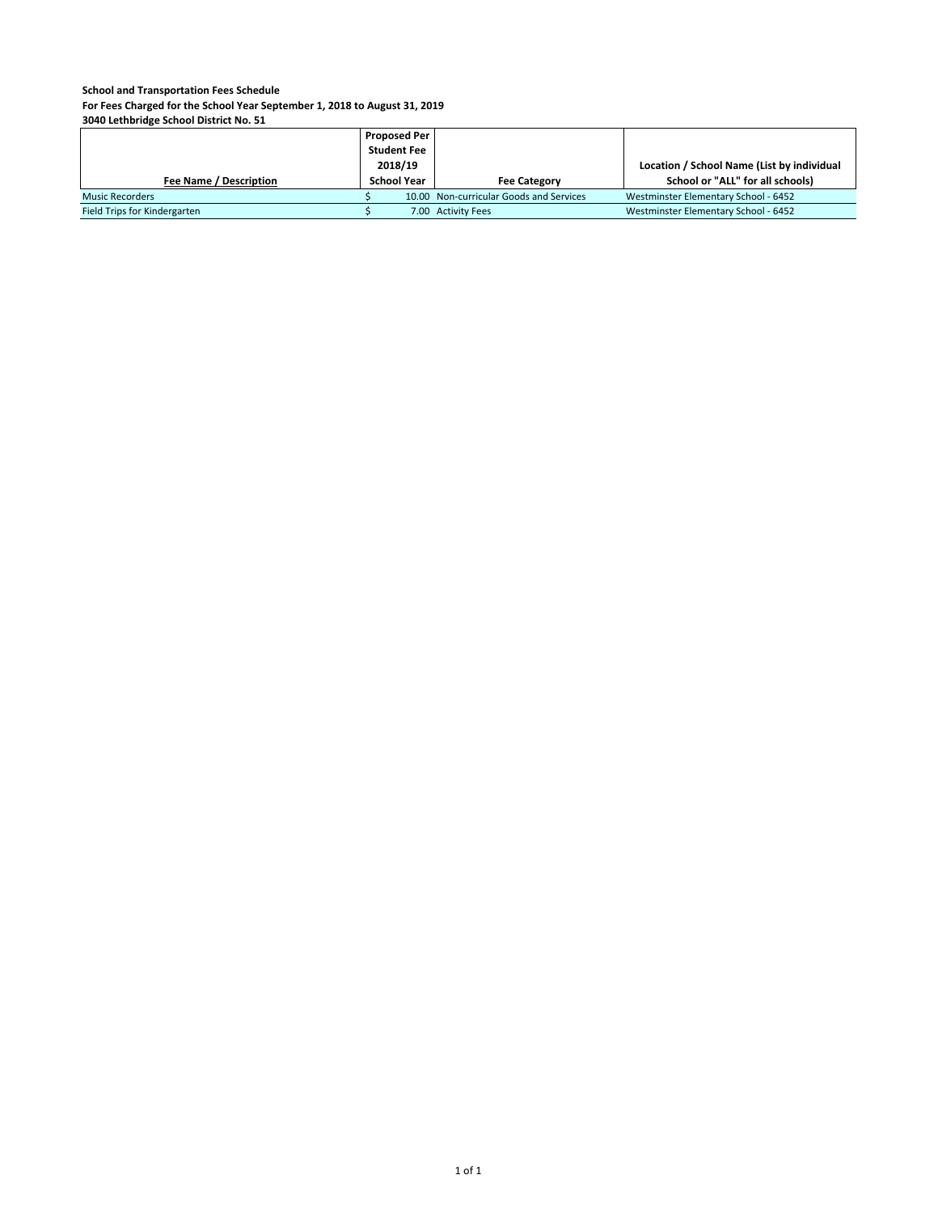**School and Transportation Fees Schedule**
**For Fees Charged for the School Year September 1, 2018 to August 31, 2019**
**3040 Lethbridge School District No. 51**

| Fee Name / Description | Proposed Per Student Fee 2018/19 School Year | Fee Category | Location / School Name (List by individual School or "ALL" for all schools) |
|---|---|---|---|
| Music Recorders | $ 10.00 | Non-curricular Goods and Services | Westminster Elementary School - 6452 |
| Field Trips for Kindergarten | $ 7.00 | Activity Fees | Westminster Elementary School - 6452 |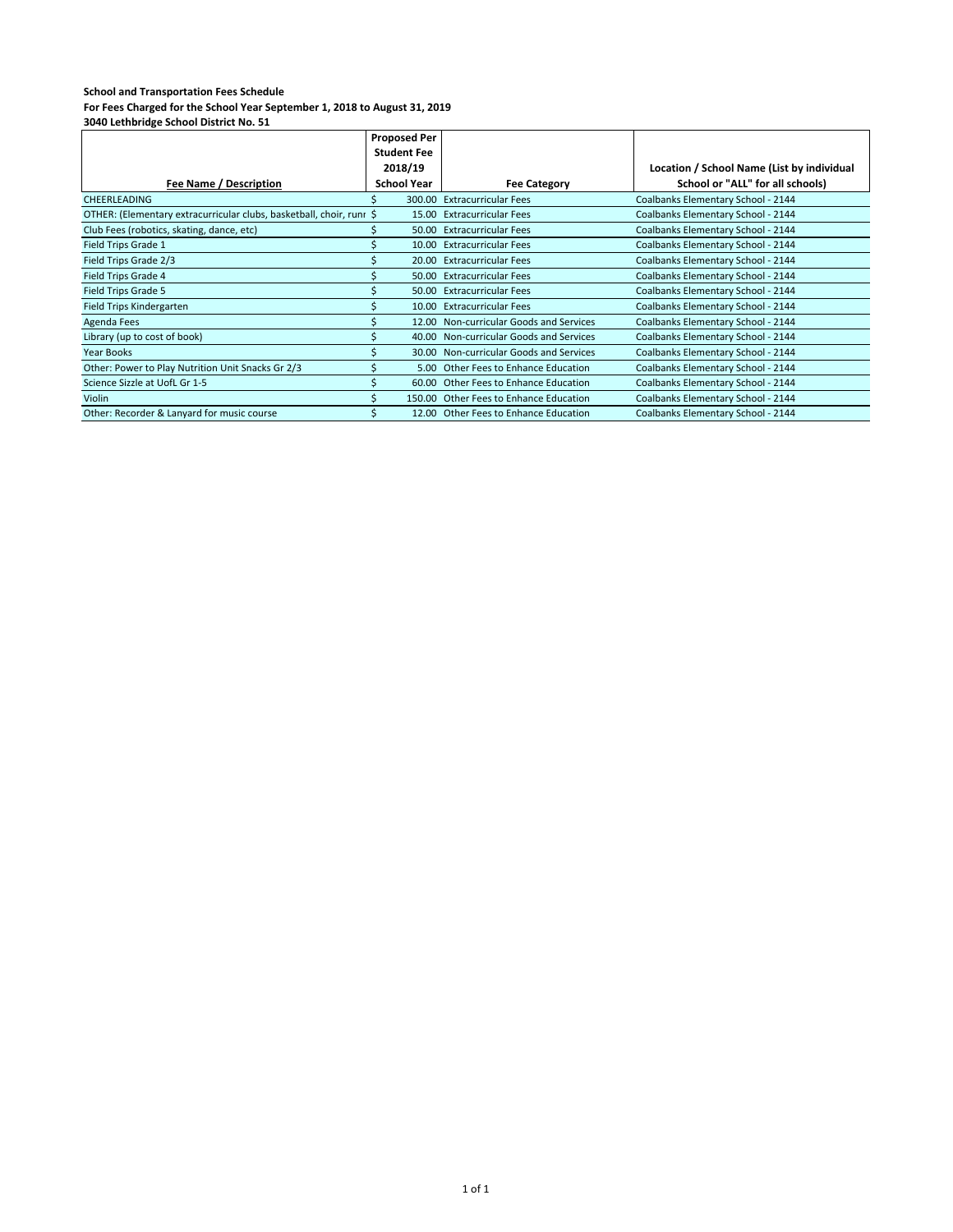**School and Transportation Fees Schedule**
**For Fees Charged for the School Year September 1, 2018 to August 31, 2019**
**3040 Lethbridge School District No. 51**

| Fee Name / Description | Proposed Per Student Fee 2018/19 School Year | Fee Category | Location / School Name (List by individual School or "ALL" for all schools) |
|---|---|---|---|
| CHEERLEADING | $ 300.00 | Extracurricular Fees | Coalbanks Elementary School - 2144 |
| OTHER: (Elementary extracurricular clubs, basketball, choir, runr | $ 15.00 | Extracurricular Fees | Coalbanks Elementary School - 2144 |
| Club Fees (robotics, skating, dance, etc) | $ 50.00 | Extracurricular Fees | Coalbanks Elementary School - 2144 |
| Field Trips Grade 1 | $ 10.00 | Extracurricular Fees | Coalbanks Elementary School - 2144 |
| Field Trips Grade 2/3 | $ 20.00 | Extracurricular Fees | Coalbanks Elementary School - 2144 |
| Field Trips Grade 4 | $ 50.00 | Extracurricular Fees | Coalbanks Elementary School - 2144 |
| Field Trips Grade 5 | $ 50.00 | Extracurricular Fees | Coalbanks Elementary School - 2144 |
| Field Trips Kindergarten | $ 10.00 | Extracurricular Fees | Coalbanks Elementary School - 2144 |
| Agenda Fees | $ 12.00 | Non-curricular Goods and Services | Coalbanks Elementary School - 2144 |
| Library (up to cost of book) | $ 40.00 | Non-curricular Goods and Services | Coalbanks Elementary School - 2144 |
| Year Books | $ 30.00 | Non-curricular Goods and Services | Coalbanks Elementary School - 2144 |
| Other: Power to Play Nutrition Unit Snacks Gr 2/3 | $ 5.00 | Other Fees to Enhance Education | Coalbanks Elementary School - 2144 |
| Science Sizzle at UofL Gr 1-5 | $ 60.00 | Other Fees to Enhance Education | Coalbanks Elementary School - 2144 |
| Violin | $ 150.00 | Other Fees to Enhance Education | Coalbanks Elementary School - 2144 |
| Other: Recorder & Lanyard for music course | $ 12.00 | Other Fees to Enhance Education | Coalbanks Elementary School - 2144 |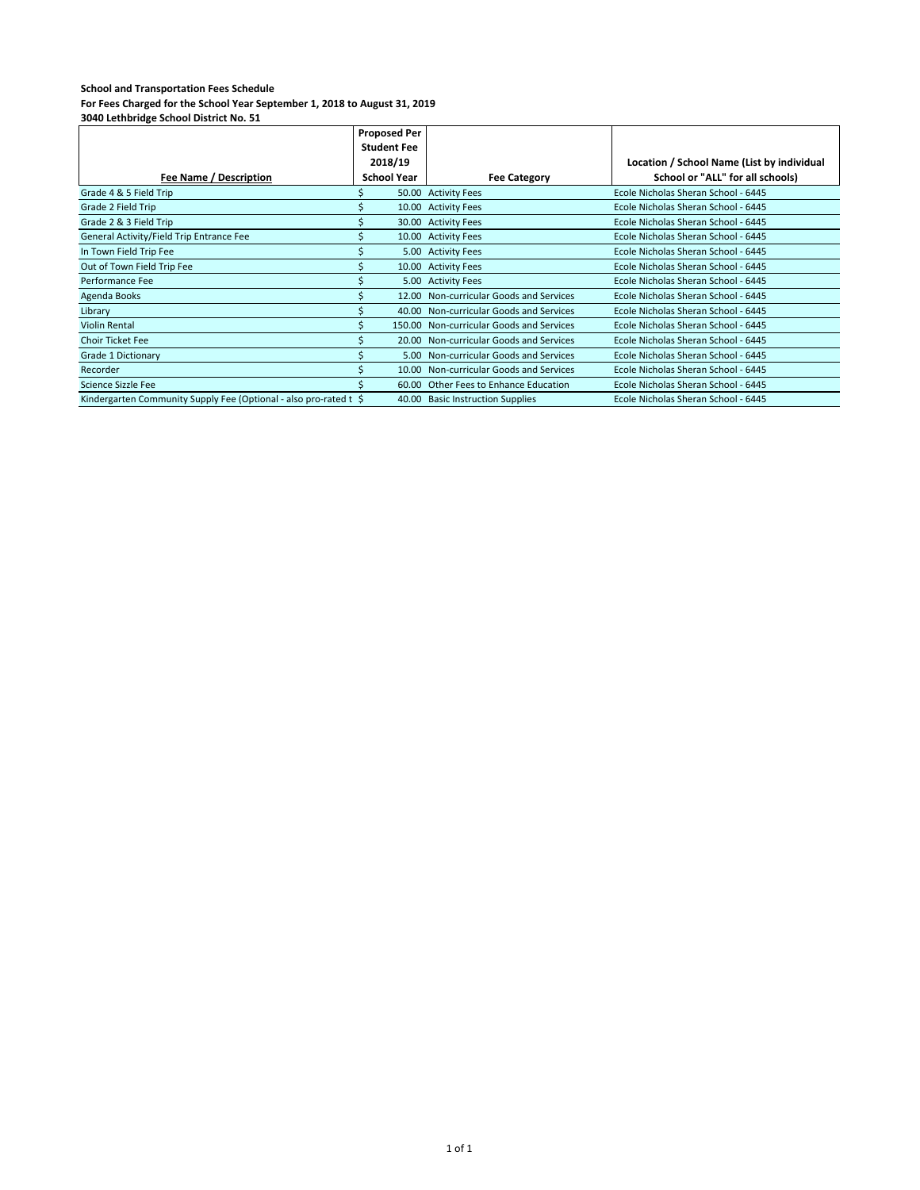**School and Transportation Fees Schedule**
**For Fees Charged for the School Year September 1, 2018 to August 31, 2019**
**3040 Lethbridge School District No. 51**

| Fee Name / Description | Proposed Per Student Fee 2018/19 School Year | Fee Category | Location / School Name (List by individual School or "ALL" for all schools) |
|---|---|---|---|
| Grade 4 & 5 Field Trip | $ 50.00 | Activity Fees | Ecole Nicholas Sheran School - 6445 |
| Grade 2 Field Trip | $ 10.00 | Activity Fees | Ecole Nicholas Sheran School - 6445 |
| Grade 2 & 3 Field Trip | $ 30.00 | Activity Fees | Ecole Nicholas Sheran School - 6445 |
| General Activity/Field Trip Entrance Fee | $ 10.00 | Activity Fees | Ecole Nicholas Sheran School - 6445 |
| In Town Field Trip Fee | $ 5.00 | Activity Fees | Ecole Nicholas Sheran School - 6445 |
| Out of Town Field Trip Fee | $ 10.00 | Activity Fees | Ecole Nicholas Sheran School - 6445 |
| Performance Fee | $ 5.00 | Activity Fees | Ecole Nicholas Sheran School - 6445 |
| Agenda Books | $ 12.00 | Non-curricular Goods and Services | Ecole Nicholas Sheran School - 6445 |
| Library | $ 40.00 | Non-curricular Goods and Services | Ecole Nicholas Sheran School - 6445 |
| Violin Rental | $ 150.00 | Non-curricular Goods and Services | Ecole Nicholas Sheran School - 6445 |
| Choir Ticket Fee | $ 20.00 | Non-curricular Goods and Services | Ecole Nicholas Sheran School - 6445 |
| Grade 1 Dictionary | $ 5.00 | Non-curricular Goods and Services | Ecole Nicholas Sheran School - 6445 |
| Recorder | $ 10.00 | Non-curricular Goods and Services | Ecole Nicholas Sheran School - 6445 |
| Science Sizzle Fee | $ 60.00 | Other Fees to Enhance Education | Ecole Nicholas Sheran School - 6445 |
| Kindergarten Community Supply Fee (Optional - also pro-rated t | $ 40.00 | Basic Instruction Supplies | Ecole Nicholas Sheran School - 6445 |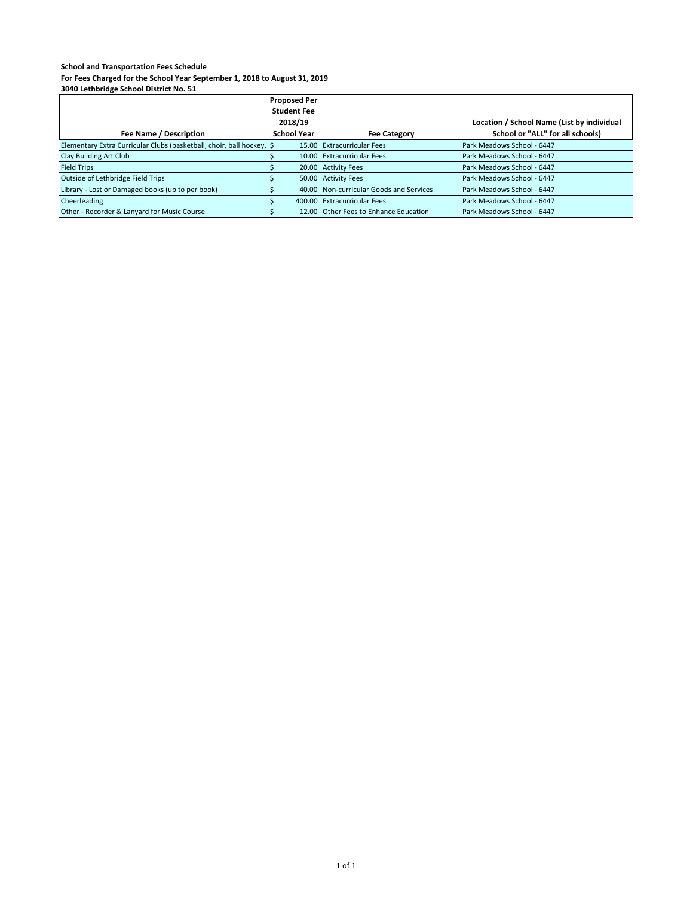**School and Transportation Fees Schedule**
**For Fees Charged for the School Year September 1, 2018 to August 31, 2019**
**3040 Lethbridge School District No. 51**

| Fee Name / Description | Proposed Per Student Fee 2018/19 School Year | Fee Category | Location / School Name (List by individual School or "ALL" for all schools) |
|---|---|---|---|
| Elementary Extra Curricular Clubs (basketball, choir, ball hockey, | $ 15.00 | Extracurricular Fees | Park Meadows School - 6447 |
| Clay Building Art Club | $ 10.00 | Extracurricular Fees | Park Meadows School - 6447 |
| Field Trips | $ 20.00 | Activity Fees | Park Meadows School - 6447 |
| Outside of Lethbridge Field Trips | $ 50.00 | Activity Fees | Park Meadows School - 6447 |
| Library - Lost or Damaged books (up to per book) | $ 40.00 | Non-curricular Goods and Services | Park Meadows School - 6447 |
| Cheerleading | $ 400.00 | Extracurricular Fees | Park Meadows School - 6447 |
| Other - Recorder & Lanyard for Music Course | $ 12.00 | Other Fees to Enhance Education | Park Meadows School - 6447 |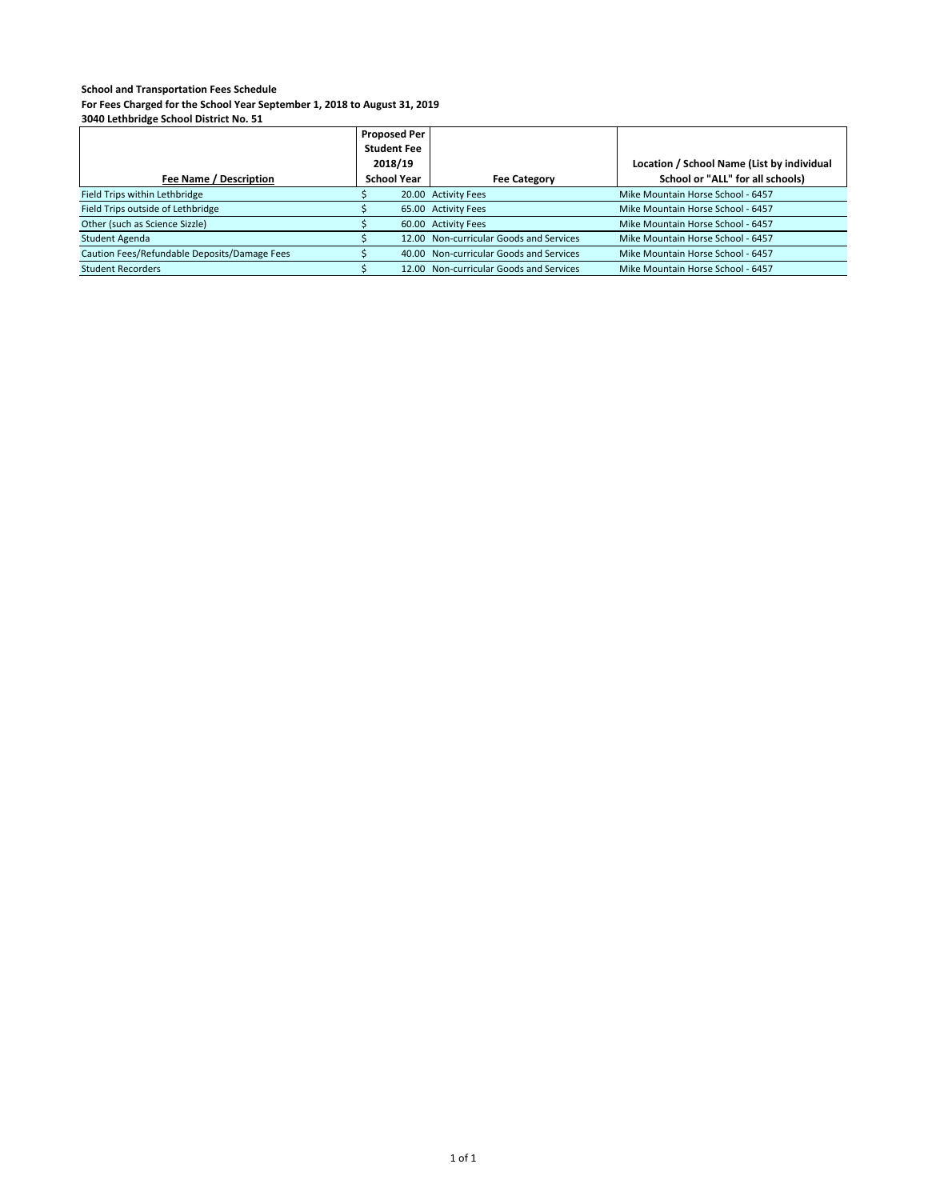**School and Transportation Fees Schedule**
**For Fees Charged for the School Year September 1, 2018 to August 31, 2019**
**3040 Lethbridge School District No. 51**

| Fee Name / Description | Proposed Per Student Fee 2018/19 School Year | Fee Category | Location / School Name (List by individual School or "ALL" for all schools) |
|---|---|---|---|
| Field Trips within Lethbridge | $ 20.00 | Activity Fees | Mike Mountain Horse School - 6457 |
| Field Trips outside of Lethbridge | $ 65.00 | Activity Fees | Mike Mountain Horse School - 6457 |
| Other (such as Science Sizzle) | $ 60.00 | Activity Fees | Mike Mountain Horse School - 6457 |
| Student Agenda | $ 12.00 | Non-curricular Goods and Services | Mike Mountain Horse School - 6457 |
| Caution Fees/Refundable Deposits/Damage Fees | $ 40.00 | Non-curricular Goods and Services | Mike Mountain Horse School - 6457 |
| Student Recorders | $ 12.00 | Non-curricular Goods and Services | Mike Mountain Horse School - 6457 |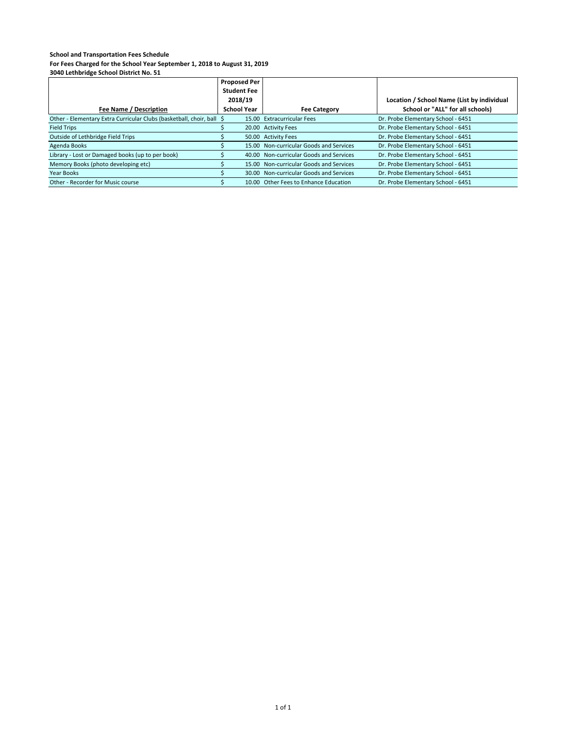**School and Transportation Fees Schedule**
**For Fees Charged for the School Year September 1, 2018 to August 31, 2019**
**3040 Lethbridge School District No. 51**

| Fee Name / Description | Proposed Per Student Fee 2018/19 School Year | Fee Category | Location / School Name (List by individual School or "ALL" for all schools) |
|---|---|---|---|
| Other - Elementary Extra Curricular Clubs (basketball, choir, ball | $ 15.00 | Extracurricular Fees | Dr. Probe Elementary School - 6451 |
| Field Trips | $ 20.00 | Activity Fees | Dr. Probe Elementary School - 6451 |
| Outside of Lethbridge Field Trips | $ 50.00 | Activity Fees | Dr. Probe Elementary School - 6451 |
| Agenda Books | $ 15.00 | Non-curricular Goods and Services | Dr. Probe Elementary School - 6451 |
| Library - Lost or Damaged books (up to per book) | $ 40.00 | Non-curricular Goods and Services | Dr. Probe Elementary School - 6451 |
| Memory Books (photo developing etc) | $ 15.00 | Non-curricular Goods and Services | Dr. Probe Elementary School - 6451 |
| Year Books | $ 30.00 | Non-curricular Goods and Services | Dr. Probe Elementary School - 6451 |
| Other - Recorder for Music course | $ 10.00 | Other Fees to Enhance Education | Dr. Probe Elementary School - 6451 |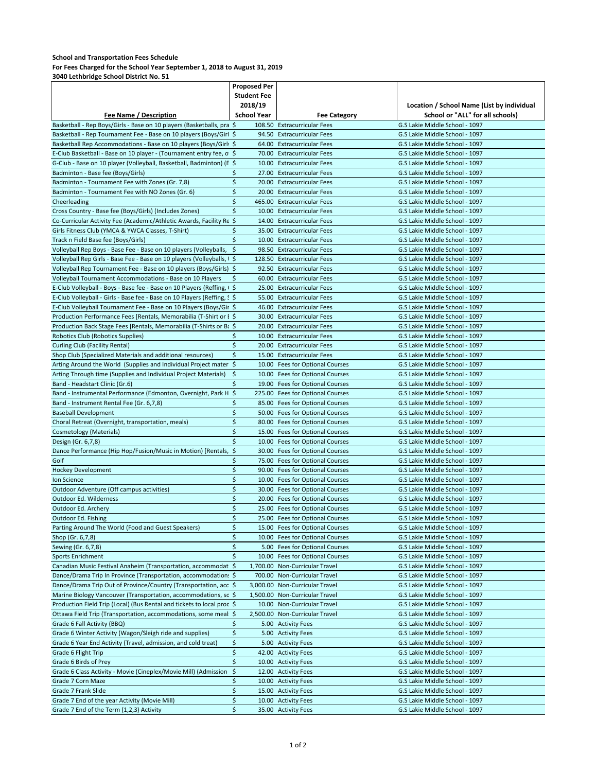**School and Transportation Fees Schedule**
**For Fees Charged for the School Year September 1, 2018 to August 31, 2019**
**3040 Lethbridge School District No. 51**

| Fee Name / Description | Proposed Per Student Fee 2018/19 School Year | Fee Category | Location / School Name (List by individual School or "ALL" for all schools) |
|---|---|---|---|
| Basketball - Rep Boys/Girls - Base on 10 players (Basketballs, pra | $ 108.50 | Extracurricular Fees | G.S Lakie Middle School - 1097 |
| Basketball - Rep Tournament Fee - Base on 10 players (Boys/Girl | $ 94.50 | Extracurricular Fees | G.S Lakie Middle School - 1097 |
| Basketball Rep Accommodations - Base on 10 players (Boys/Girls | $ 64.00 | Extracurricular Fees | G.S Lakie Middle School - 1097 |
| E-Club Basketball - Base on 10 player - (Tournament entry fee, o | $ 70.00 | Extracurricular Fees | G.S Lakie Middle School - 1097 |
| G-Club - Base on 10 player (Volleyball, Basketball, Badminton) (E | $ 10.00 | Extracurricular Fees | G.S Lakie Middle School - 1097 |
| Badminton - Base fee (Boys/Girls) | $ 27.00 | Extracurricular Fees | G.S Lakie Middle School - 1097 |
| Badminton - Tournament Fee with Zones (Gr. 7,8) | $ 20.00 | Extracurricular Fees | G.S Lakie Middle School - 1097 |
| Badminton - Tournament Fee with NO Zones (Gr. 6) | $ 20.00 | Extracurricular Fees | G.S Lakie Middle School - 1097 |
| Cheerleading | $ 465.00 | Extracurricular Fees | G.S Lakie Middle School - 1097 |
| Cross Country - Base fee (Boys/Girls) (Includes Zones) | $ 10.00 | Extracurricular Fees | G.S Lakie Middle School - 1097 |
| Co-Curricular Activity Fee (Academic/Athletic Awards, Facility Re | $ 14.00 | Extracurricular Fees | G.S Lakie Middle School - 1097 |
| Girls Fitness Club (YMCA & YWCA Classes, T-Shirt) | $ 35.00 | Extracurricular Fees | G.S Lakie Middle School - 1097 |
| Track n Field Base fee (Boys/Girls) | $ 10.00 | Extracurricular Fees | G.S Lakie Middle School - 1097 |
| Volleyball Rep Boys - Base Fee - Base on 10 players (Volleyballs, | $ 98.50 | Extracurricular Fees | G.S Lakie Middle School - 1097 |
| Volleyball Rep Girls - Base Fee - Base on 10 players (Volleyballs, | $ 128.50 | Extracurricular Fees | G.S Lakie Middle School - 1097 |
| Volleyball Rep Tournament Fee - Base on 10 players (Boys/Girls) | $ 92.50 | Extracurricular Fees | G.S Lakie Middle School - 1097 |
| Volleyball Tournament Accommodations - Base on 10 Players | $ 60.00 | Extracurricular Fees | G.S Lakie Middle School - 1097 |
| E-Club Volleyball - Boys - Base fee - Base on 10 Players (Reffing, | $ 25.00 | Extracurricular Fees | G.S Lakie Middle School - 1097 |
| E-Club Volleyball - Girls - Base fee - Base on 10 Players (Reffing, | $ 55.00 | Extracurricular Fees | G.S Lakie Middle School - 1097 |
| E-Club Volleyball Tournament Fee - Base on 10 Players (Boys/Gir | $ 46.00 | Extracurricular Fees | G.S Lakie Middle School - 1097 |
| Production Performance Fees [Rentals, Memorabilia (T-Shirt or B | $ 30.00 | Extracurricular Fees | G.S Lakie Middle School - 1097 |
| Production Back Stage Fees [Rentals, Memorabilia (T-Shirts or Ba | $ 20.00 | Extracurricular Fees | G.S Lakie Middle School - 1097 |
| Robotics Club (Robotics Supplies) | $ 10.00 | Extracurricular Fees | G.S Lakie Middle School - 1097 |
| Curling Club (Facility Rental) | $ 20.00 | Extracurricular Fees | G.S Lakie Middle School - 1097 |
| Shop Club (Specialized Materials and additional resources) | $ 15.00 | Extracurricular Fees | G.S Lakie Middle School - 1097 |
| Arting Around the World (Supplies and Individual Project mater | $ 10.00 | Fees for Optional Courses | G.S Lakie Middle School - 1097 |
| Arting Through time (Supplies and Individual Project Materials) | $ 10.00 | Fees for Optional Courses | G.S Lakie Middle School - 1097 |
| Band - Headstart Clinic (Gr.6) | $ 19.00 | Fees for Optional Courses | G.S Lakie Middle School - 1097 |
| Band - Instrumental Performance (Edmonton, Overnight, Park H | $ 225.00 | Fees for Optional Courses | G.S Lakie Middle School - 1097 |
| Band - Instrument Rental Fee (Gr. 6,7,8) | $ 85.00 | Fees for Optional Courses | G.S Lakie Middle School - 1097 |
| Baseball Development | $ 50.00 | Fees for Optional Courses | G.S Lakie Middle School - 1097 |
| Choral Retreat (Overnight, transportation, meals) | $ 80.00 | Fees for Optional Courses | G.S Lakie Middle School - 1097 |
| Cosmetology (Materials) | $ 15.00 | Fees for Optional Courses | G.S Lakie Middle School - 1097 |
| Design (Gr. 6,7,8) | $ 10.00 | Fees for Optional Courses | G.S Lakie Middle School - 1097 |
| Dance Performance (Hip Hop/Fusion/Music in Motion) [Rentals, | $ 30.00 | Fees for Optional Courses | G.S Lakie Middle School - 1097 |
| Golf | $ 75.00 | Fees for Optional Courses | G.S Lakie Middle School - 1097 |
| Hockey Development | $ 90.00 | Fees for Optional Courses | G.S Lakie Middle School - 1097 |
| Ion Science | $ 10.00 | Fees for Optional Courses | G.S Lakie Middle School - 1097 |
| Outdoor Adventure (Off campus activities) | $ 30.00 | Fees for Optional Courses | G.S Lakie Middle School - 1097 |
| Outdoor Ed. Wilderness | $ 20.00 | Fees for Optional Courses | G.S Lakie Middle School - 1097 |
| Outdoor Ed. Archery | $ 25.00 | Fees for Optional Courses | G.S Lakie Middle School - 1097 |
| Outdoor Ed. Fishing | $ 25.00 | Fees for Optional Courses | G.S Lakie Middle School - 1097 |
| Parting Around The World (Food and Guest Speakers) | $ 15.00 | Fees for Optional Courses | G.S Lakie Middle School - 1097 |
| Shop (Gr. 6,7,8) | $ 10.00 | Fees for Optional Courses | G.S Lakie Middle School - 1097 |
| Sewing (Gr. 6,7,8) | $ 5.00 | Fees for Optional Courses | G.S Lakie Middle School - 1097 |
| Sports Enrichment | $ 10.00 | Fees for Optional Courses | G.S Lakie Middle School - 1097 |
| Canadian Music Festival Anaheim (Transportation, accommodat | $ 1,700.00 | Non-Curricular Travel | G.S Lakie Middle School - 1097 |
| Dance/Drama Trip In Province (Transportation, accommodations | $ 700.00 | Non-Curricular Travel | G.S Lakie Middle School - 1097 |
| Dance/Drama Trip Out of Province/Country (Transportation, acc | $ 3,000.00 | Non-Curricular Travel | G.S Lakie Middle School - 1097 |
| Marine Biology Vancouver (Transportation, accommodations, sc | $ 1,500.00 | Non-Curricular Travel | G.S Lakie Middle School - 1097 |
| Production Field Trip (Local) (Bus Rental and tickets to local proc | $ 10.00 | Non-Curricular Travel | G.S Lakie Middle School - 1097 |
| Ottawa Field Trip (Transportation, accommodations, some meal | $ 2,500.00 | Non-Curricular Travel | G.S Lakie Middle School - 1097 |
| Grade 6 Fall Activity (BBQ) | $ 5.00 | Activity Fees | G.S Lakie Middle School - 1097 |
| Grade 6 Winter Activity (Wagon/Sleigh ride and supplies) | $ 5.00 | Activity Fees | G.S Lakie Middle School - 1097 |
| Grade 6 Year End Activity (Travel, admission, and cold treat) | $ 5.00 | Activity Fees | G.S Lakie Middle School - 1097 |
| Grade 6 Flight Trip | $ 42.00 | Activity Fees | G.S Lakie Middle School - 1097 |
| Grade 6 Birds of Prey | $ 10.00 | Activity Fees | G.S Lakie Middle School - 1097 |
| Grade 6 Class Activity - Movie (Cineplex/Movie Mill) (Admission | $ 12.00 | Activity Fees | G.S Lakie Middle School - 1097 |
| Grade 7 Corn Maze | $ 10.00 | Activity Fees | G.S Lakie Middle School - 1097 |
| Grade 7 Frank Slide | $ 15.00 | Activity Fees | G.S Lakie Middle School - 1097 |
| Grade 7 End of the year Activity (Movie Mill) | $ 10.00 | Activity Fees | G.S Lakie Middle School - 1097 |
| Grade 7 End of the Term (1,2,3) Activity | $ 35.00 | Activity Fees | G.S Lakie Middle School - 1097 |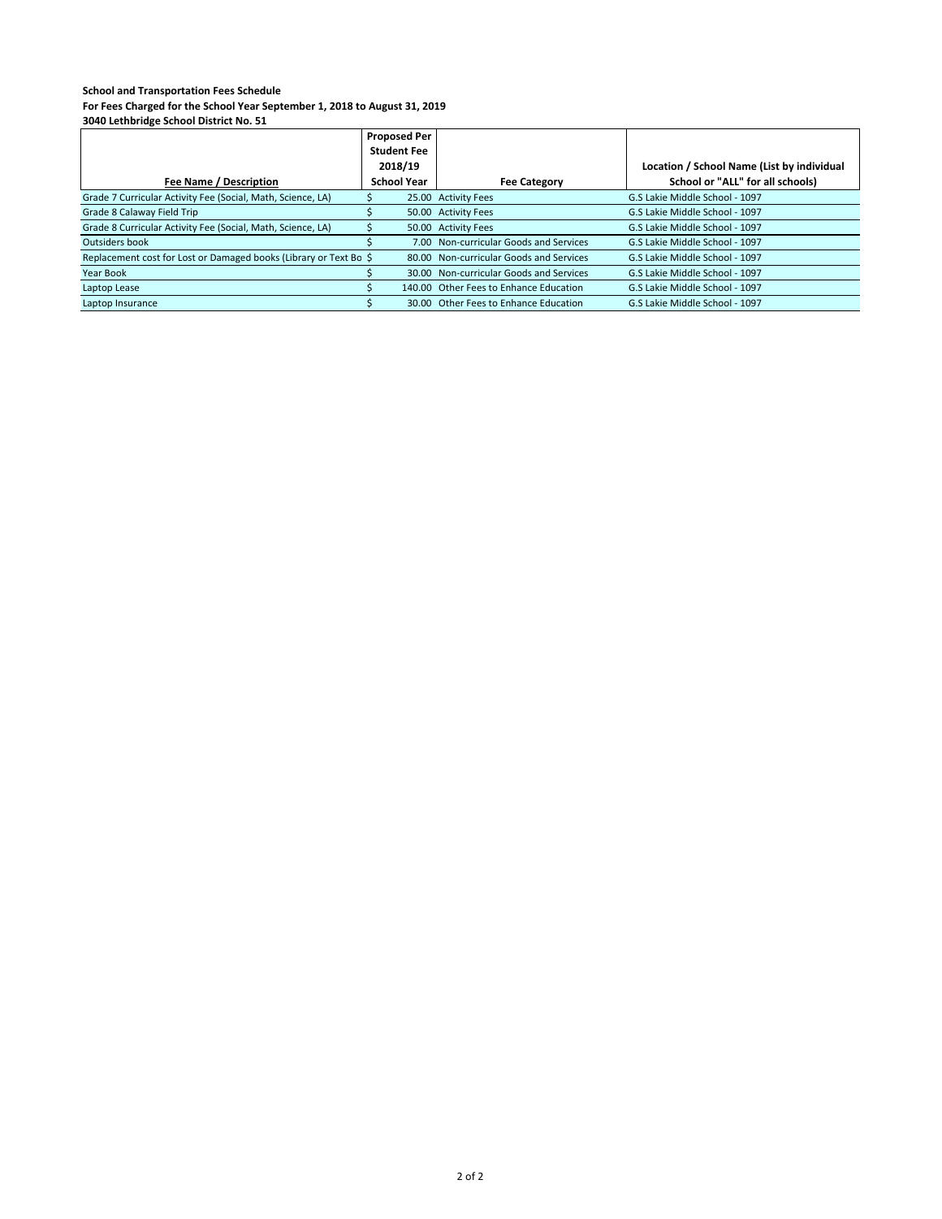**School and Transportation Fees Schedule**
**For Fees Charged for the School Year September 1, 2018 to August 31, 2019**
**3040 Lethbridge School District No. 51**

| Fee Name / Description | Proposed Per Student Fee 2018/19 School Year | Fee Category | Location / School Name (List by individual School or "ALL" for all schools) |
|---|---|---|---|
| Grade 7 Curricular Activity Fee (Social, Math, Science, LA) | $ 25.00 | Activity Fees | G.S Lakie Middle School - 1097 |
| Grade 8 Calaway Field Trip | $ 50.00 | Activity Fees | G.S Lakie Middle School - 1097 |
| Grade 8 Curricular Activity Fee (Social, Math, Science, LA) | $ 50.00 | Activity Fees | G.S Lakie Middle School - 1097 |
| Outsiders book | $ 7.00 | Non-curricular Goods and Services | G.S Lakie Middle School - 1097 |
| Replacement cost for Lost or Damaged books (Library or Text Bo | $ 80.00 | Non-curricular Goods and Services | G.S Lakie Middle School - 1097 |
| Year Book | $ 30.00 | Non-curricular Goods and Services | G.S Lakie Middle School - 1097 |
| Laptop Lease | $ 140.00 | Other Fees to Enhance Education | G.S Lakie Middle School - 1097 |
| Laptop Insurance | $ 30.00 | Other Fees to Enhance Education | G.S Lakie Middle School - 1097 |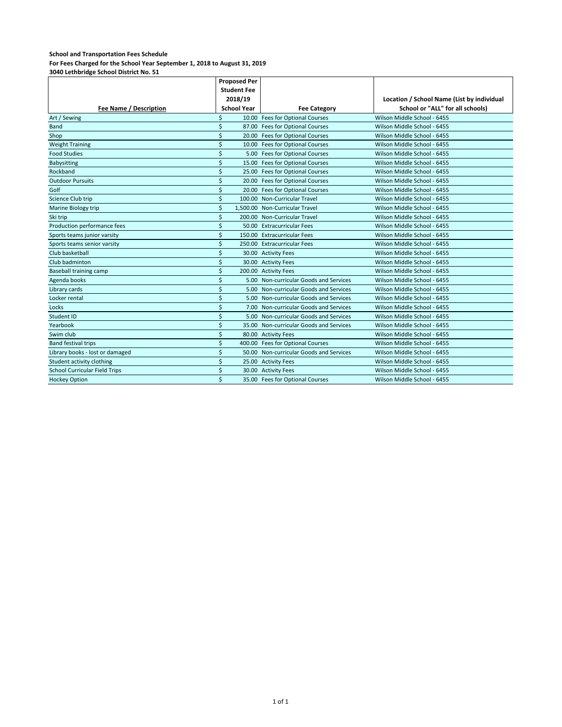**School and Transportation Fees Schedule**
**For Fees Charged for the School Year September 1, 2018 to August 31, 2019**
**3040 Lethbridge School District No. 51**

| Fee Name / Description | Proposed Per Student Fee 2018/19 School Year | Fee Category | Location / School Name (List by individual School or "ALL" for all schools) |
|---|---|---|---|
| Art / Sewing | $ 10.00 | Fees for Optional Courses | Wilson Middle School - 6455 |
| Band | $ 87.00 | Fees for Optional Courses | Wilson Middle School - 6455 |
| Shop | $ 20.00 | Fees for Optional Courses | Wilson Middle School - 6455 |
| Weight Training | $ 10.00 | Fees for Optional Courses | Wilson Middle School - 6455 |
| Food Studies | $ 5.00 | Fees for Optional Courses | Wilson Middle School - 6455 |
| Babysitting | $ 15.00 | Fees for Optional Courses | Wilson Middle School - 6455 |
| Rockband | $ 25.00 | Fees for Optional Courses | Wilson Middle School - 6455 |
| Outdoor Pursuits | $ 20.00 | Fees for Optional Courses | Wilson Middle School - 6455 |
| Golf | $ 20.00 | Fees for Optional Courses | Wilson Middle School - 6455 |
| Science Club trip | $ 100.00 | Non-Curricular Travel | Wilson Middle School - 6455 |
| Marine Biology trip | $ 1,500.00 | Non-Curricular Travel | Wilson Middle School - 6455 |
| Ski trip | $ 200.00 | Non-Curricular Travel | Wilson Middle School - 6455 |
| Production performance fees | $ 50.00 | Extracurricular Fees | Wilson Middle School - 6455 |
| Sports teams junior varsity | $ 150.00 | Extracurricular Fees | Wilson Middle School - 6455 |
| Sports teams senior varsity | $ 250.00 | Extracurricular Fees | Wilson Middle School - 6455 |
| Club basketball | $ 30.00 | Activity Fees | Wilson Middle School - 6455 |
| Club badminton | $ 30.00 | Activity Fees | Wilson Middle School - 6455 |
| Baseball training camp | $ 200.00 | Activity Fees | Wilson Middle School - 6455 |
| Agenda books | $ 5.00 | Non-curricular Goods and Services | Wilson Middle School - 6455 |
| Library cards | $ 5.00 | Non-curricular Goods and Services | Wilson Middle School - 6455 |
| Locker rental | $ 5.00 | Non-curricular Goods and Services | Wilson Middle School - 6455 |
| Locks | $ 7.00 | Non-curricular Goods and Services | Wilson Middle School - 6455 |
| Student ID | $ 5.00 | Non-curricular Goods and Services | Wilson Middle School - 6455 |
| Yearbook | $ 35.00 | Non-curricular Goods and Services | Wilson Middle School - 6455 |
| Swim club | $ 80.00 | Activity Fees | Wilson Middle School - 6455 |
| Band festival trips | $ 400.00 | Fees for Optional Courses | Wilson Middle School - 6455 |
| Library books - lost or damaged | $ 50.00 | Non-curricular Goods and Services | Wilson Middle School - 6455 |
| Student activity clothing | $ 25.00 | Activity Fees | Wilson Middle School - 6455 |
| School Curricular Field Trips | $ 30.00 | Activity Fees | Wilson Middle School - 6455 |
| Hockey Option | $ 35.00 | Fees for Optional Courses | Wilson Middle School - 6455 |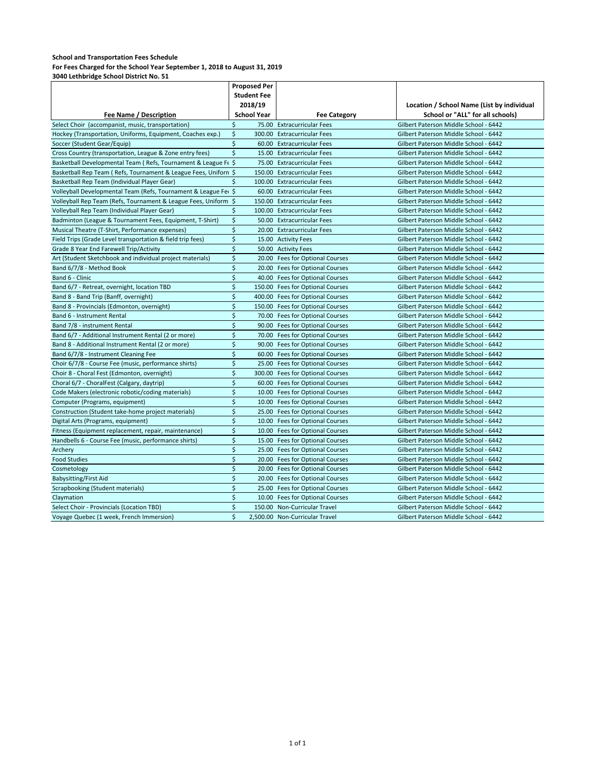**School and Transportation Fees Schedule**
**For Fees Charged for the School Year September 1, 2018 to August 31, 2019**
**3040 Lethbridge School District No. 51**

| Fee Name / Description | Proposed Per Student Fee 2018/19 School Year | Fee Category | Location / School Name (List by individual School or "ALL" for all schools) |
|---|---|---|---|
| Select Choir (accompanist, music, transportation) | $ 75.00 | Extracurricular Fees | Gilbert Paterson Middle School - 6442 |
| Hockey (Transportation, Uniforms, Equipment, Coaches exp.) | $ 300.00 | Extracurricular Fees | Gilbert Paterson Middle School - 6442 |
| Soccer (Student Gear/Equip) | $ 60.00 | Extracurricular Fees | Gilbert Paterson Middle School - 6442 |
| Cross Country (transportation, League & Zone entry fees) | $ 15.00 | Extracurricular Fees | Gilbert Paterson Middle School - 6442 |
| Basketball Developmental Team ( Refs, Tournament & League Fe | $ 75.00 | Extracurricular Fees | Gilbert Paterson Middle School - 6442 |
| Basketball Rep Team ( Refs, Tournament & League Fees, Uniforn | $ 150.00 | Extracurricular Fees | Gilbert Paterson Middle School - 6442 |
| Basketball Rep Team (Individual Player Gear) | $ 100.00 | Extracurricular Fees | Gilbert Paterson Middle School - 6442 |
| Volleyball Developmental Team (Refs, Tournament & League Fe | $ 60.00 | Extracurricular Fees | Gilbert Paterson Middle School - 6442 |
| Volleyball Rep Team (Refs, Tournament & League Fees, Uniform | $ 150.00 | Extracurricular Fees | Gilbert Paterson Middle School - 6442 |
| Volleyball Rep Team (Individual Player Gear) | $ 100.00 | Extracurricular Fees | Gilbert Paterson Middle School - 6442 |
| Badminton (League & Tournament Fees, Equipment, T-Shirt) | $ 50.00 | Extracurricular Fees | Gilbert Paterson Middle School - 6442 |
| Musical Theatre (T-Shirt, Performance expenses) | $ 20.00 | Extracurricular Fees | Gilbert Paterson Middle School - 6442 |
| Field Trips (Grade Level transportation & field trip fees) | $ 15.00 | Activity Fees | Gilbert Paterson Middle School - 6442 |
| Grade 8 Year End Farewell Trip/Activity | $ 50.00 | Activity Fees | Gilbert Paterson Middle School - 6442 |
| Art (Student Sketchbook and individual project materials) | $ 20.00 | Fees for Optional Courses | Gilbert Paterson Middle School - 6442 |
| Band 6/7/8 - Method Book | $ 20.00 | Fees for Optional Courses | Gilbert Paterson Middle School - 6442 |
| Band 6 - Clinic | $ 40.00 | Fees for Optional Courses | Gilbert Paterson Middle School - 6442 |
| Band 6/7 - Retreat, overnight, location TBD | $ 150.00 | Fees for Optional Courses | Gilbert Paterson Middle School - 6442 |
| Band 8 - Band Trip (Banff, overnight) | $ 400.00 | Fees for Optional Courses | Gilbert Paterson Middle School - 6442 |
| Band 8 - Provincials (Edmonton, overnight) | $ 150.00 | Fees for Optional Courses | Gilbert Paterson Middle School - 6442 |
| Band 6 - Instrument Rental | $ 70.00 | Fees for Optional Courses | Gilbert Paterson Middle School - 6442 |
| Band 7/8 - instrument Rental | $ 90.00 | Fees for Optional Courses | Gilbert Paterson Middle School - 6442 |
| Band 6/7 - Additional Instrument Rental (2 or more) | $ 70.00 | Fees for Optional Courses | Gilbert Paterson Middle School - 6442 |
| Band 8 - Additional Instrument Rental (2 or more) | $ 90.00 | Fees for Optional Courses | Gilbert Paterson Middle School - 6442 |
| Band 6/7/8 - Instrument Cleaning Fee | $ 60.00 | Fees for Optional Courses | Gilbert Paterson Middle School - 6442 |
| Choir 6/7/8 - Course Fee (music, performance shirts) | $ 25.00 | Fees for Optional Courses | Gilbert Paterson Middle School - 6442 |
| Choir 8 - Choral Fest (Edmonton, overnight) | $ 300.00 | Fees for Optional Courses | Gilbert Paterson Middle School - 6442 |
| Choral 6/7 - ChoralFest (Calgary, daytrip) | $ 60.00 | Fees for Optional Courses | Gilbert Paterson Middle School - 6442 |
| Code Makers (electronic robotic/coding materials) | $ 10.00 | Fees for Optional Courses | Gilbert Paterson Middle School - 6442 |
| Computer (Programs, equipment) | $ 10.00 | Fees for Optional Courses | Gilbert Paterson Middle School - 6442 |
| Construction (Student take-home project materials) | $ 25.00 | Fees for Optional Courses | Gilbert Paterson Middle School - 6442 |
| Digital Arts (Programs, equipment) | $ 10.00 | Fees for Optional Courses | Gilbert Paterson Middle School - 6442 |
| Fitness (Equipment replacement, repair, maintenance) | $ 10.00 | Fees for Optional Courses | Gilbert Paterson Middle School - 6442 |
| Handbells 6 - Course Fee (music, performance shirts) | $ 15.00 | Fees for Optional Courses | Gilbert Paterson Middle School - 6442 |
| Archery | $ 25.00 | Fees for Optional Courses | Gilbert Paterson Middle School - 6442 |
| Food Studies | $ 20.00 | Fees for Optional Courses | Gilbert Paterson Middle School - 6442 |
| Cosmetology | $ 20.00 | Fees for Optional Courses | Gilbert Paterson Middle School - 6442 |
| Babysitting/First Aid | $ 20.00 | Fees for Optional Courses | Gilbert Paterson Middle School - 6442 |
| Scrapbooking (Student materials) | $ 25.00 | Fees for Optional Courses | Gilbert Paterson Middle School - 6442 |
| Claymation | $ 10.00 | Fees for Optional Courses | Gilbert Paterson Middle School - 6442 |
| Select Choir - Provincials (Location TBD) | $ 150.00 | Non-Curricular Travel | Gilbert Paterson Middle School - 6442 |
| Voyage Quebec (1 week, French Immersion) | $ 2,500.00 | Non-Curricular Travel | Gilbert Paterson Middle School - 6442 |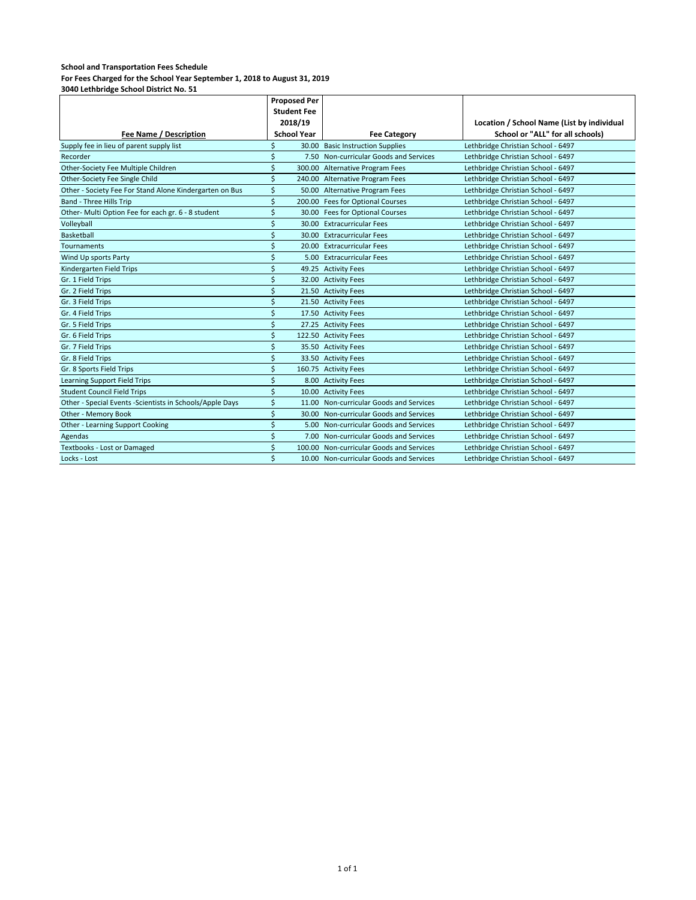**School and Transportation Fees Schedule**
**For Fees Charged for the School Year September 1, 2018 to August 31, 2019**
**3040 Lethbridge School District No. 51**

| Fee Name / Description | Proposed Per Student Fee 2018/19 School Year | Fee Category | Location / School Name (List by individual School or "ALL" for all schools) |
|---|---|---|---|
| Supply fee in lieu of parent supply list | $ 30.00 | Basic Instruction Supplies | Lethbridge Christian School - 6497 |
| Recorder | $ 7.50 | Non-curricular Goods and Services | Lethbridge Christian School - 6497 |
| Other-Society Fee Multiple Children | $ 300.00 | Alternative Program Fees | Lethbridge Christian School - 6497 |
| Other-Society Fee Single Child | $ 240.00 | Alternative Program Fees | Lethbridge Christian School - 6497 |
| Other - Society Fee For Stand Alone Kindergarten on Bus | $ 50.00 | Alternative Program Fees | Lethbridge Christian School - 6497 |
| Band - Three Hills Trip | $ 200.00 | Fees for Optional Courses | Lethbridge Christian School - 6497 |
| Other- Multi Option Fee for each gr. 6 - 8 student | $ 30.00 | Fees for Optional Courses | Lethbridge Christian School - 6497 |
| Volleyball | $ 30.00 | Extracurricular Fees | Lethbridge Christian School - 6497 |
| Basketball | $ 30.00 | Extracurricular Fees | Lethbridge Christian School - 6497 |
| Tournaments | $ 20.00 | Extracurricular Fees | Lethbridge Christian School - 6497 |
| Wind Up sports Party | $ 5.00 | Extracurricular Fees | Lethbridge Christian School - 6497 |
| Kindergarten Field Trips | $ 49.25 | Activity Fees | Lethbridge Christian School - 6497 |
| Gr. 1 Field Trips | $ 32.00 | Activity Fees | Lethbridge Christian School - 6497 |
| Gr. 2 Field Trips | $ 21.50 | Activity Fees | Lethbridge Christian School - 6497 |
| Gr. 3 Field Trips | $ 21.50 | Activity Fees | Lethbridge Christian School - 6497 |
| Gr. 4 Field Trips | $ 17.50 | Activity Fees | Lethbridge Christian School - 6497 |
| Gr. 5 Field Trips | $ 27.25 | Activity Fees | Lethbridge Christian School - 6497 |
| Gr. 6 Field Trips | $ 122.50 | Activity Fees | Lethbridge Christian School - 6497 |
| Gr. 7 Field Trips | $ 35.50 | Activity Fees | Lethbridge Christian School - 6497 |
| Gr. 8 Field Trips | $ 33.50 | Activity Fees | Lethbridge Christian School - 6497 |
| Gr. 8 Sports Field Trips | $ 160.75 | Activity Fees | Lethbridge Christian School - 6497 |
| Learning Support Field Trips | $ 8.00 | Activity Fees | Lethbridge Christian School - 6497 |
| Student Council Field Trips | $ 10.00 | Activity Fees | Lethbridge Christian School - 6497 |
| Other - Special Events -Scientists in Schools/Apple Days | $ 11.00 | Non-curricular Goods and Services | Lethbridge Christian School - 6497 |
| Other - Memory Book | $ 30.00 | Non-curricular Goods and Services | Lethbridge Christian School - 6497 |
| Other - Learning Support Cooking | $ 5.00 | Non-curricular Goods and Services | Lethbridge Christian School - 6497 |
| Agendas | $ 7.00 | Non-curricular Goods and Services | Lethbridge Christian School - 6497 |
| Textbooks - Lost or Damaged | $ 100.00 | Non-curricular Goods and Services | Lethbridge Christian School - 6497 |
| Locks - Lost | $ 10.00 | Non-curricular Goods and Services | Lethbridge Christian School - 6497 |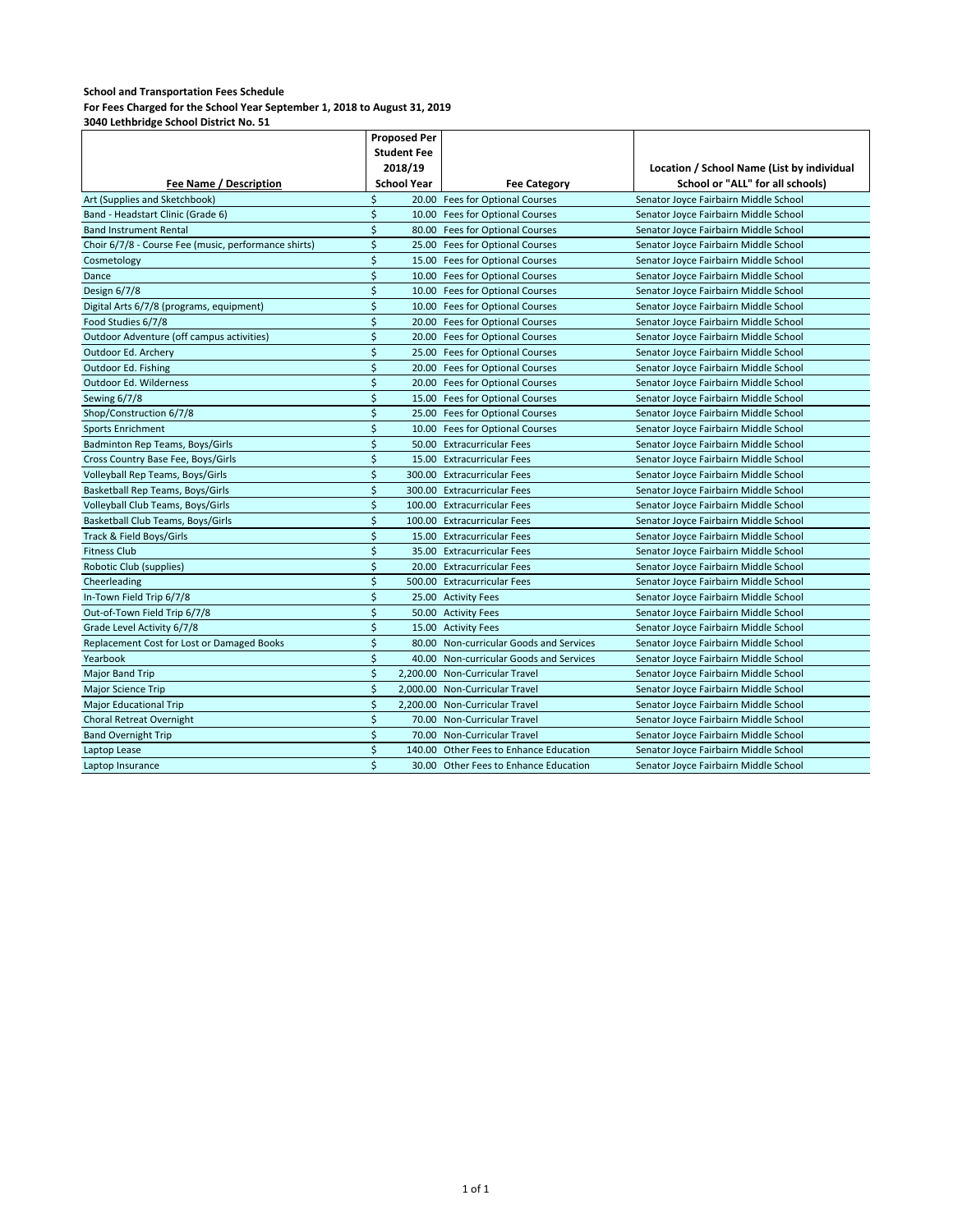**School and Transportation Fees Schedule**

**For Fees Charged for the School Year September 1, 2018 to August 31, 2019**

**3040 Lethbridge School District No. 51**

| Fee Name / Description | Proposed Per Student Fee 2018/19 School Year | Fee Category | Location / School Name (List by individual School or "ALL" for all schools) |
|---|---|---|---|
| Art (Supplies and Sketchbook) | $ 20.00 | Fees for Optional Courses | Senator Joyce Fairbairn Middle School |
| Band - Headstart Clinic (Grade 6) | $ 10.00 | Fees for Optional Courses | Senator Joyce Fairbairn Middle School |
| Band Instrument Rental | $ 80.00 | Fees for Optional Courses | Senator Joyce Fairbairn Middle School |
| Choir 6/7/8 - Course Fee (music, performance shirts) | $ 25.00 | Fees for Optional Courses | Senator Joyce Fairbairn Middle School |
| Cosmetology | $ 15.00 | Fees for Optional Courses | Senator Joyce Fairbairn Middle School |
| Dance | $ 10.00 | Fees for Optional Courses | Senator Joyce Fairbairn Middle School |
| Design 6/7/8 | $ 10.00 | Fees for Optional Courses | Senator Joyce Fairbairn Middle School |
| Digital Arts 6/7/8 (programs, equipment) | $ 10.00 | Fees for Optional Courses | Senator Joyce Fairbairn Middle School |
| Food Studies 6/7/8 | $ 20.00 | Fees for Optional Courses | Senator Joyce Fairbairn Middle School |
| Outdoor Adventure (off campus activities) | $ 20.00 | Fees for Optional Courses | Senator Joyce Fairbairn Middle School |
| Outdoor Ed. Archery | $ 25.00 | Fees for Optional Courses | Senator Joyce Fairbairn Middle School |
| Outdoor Ed. Fishing | $ 20.00 | Fees for Optional Courses | Senator Joyce Fairbairn Middle School |
| Outdoor Ed. Wilderness | $ 20.00 | Fees for Optional Courses | Senator Joyce Fairbairn Middle School |
| Sewing 6/7/8 | $ 15.00 | Fees for Optional Courses | Senator Joyce Fairbairn Middle School |
| Shop/Construction 6/7/8 | $ 25.00 | Fees for Optional Courses | Senator Joyce Fairbairn Middle School |
| Sports Enrichment | $ 10.00 | Fees for Optional Courses | Senator Joyce Fairbairn Middle School |
| Badminton Rep Teams, Boys/Girls | $ 50.00 | Extracurricular Fees | Senator Joyce Fairbairn Middle School |
| Cross Country Base Fee, Boys/Girls | $ 15.00 | Extracurricular Fees | Senator Joyce Fairbairn Middle School |
| Volleyball Rep Teams, Boys/Girls | $ 300.00 | Extracurricular Fees | Senator Joyce Fairbairn Middle School |
| Basketball Rep Teams, Boys/Girls | $ 300.00 | Extracurricular Fees | Senator Joyce Fairbairn Middle School |
| Volleyball Club Teams, Boys/Girls | $ 100.00 | Extracurricular Fees | Senator Joyce Fairbairn Middle School |
| Basketball Club Teams, Boys/Girls | $ 100.00 | Extracurricular Fees | Senator Joyce Fairbairn Middle School |
| Track & Field Boys/Girls | $ 15.00 | Extracurricular Fees | Senator Joyce Fairbairn Middle School |
| Fitness Club | $ 35.00 | Extracurricular Fees | Senator Joyce Fairbairn Middle School |
| Robotic Club (supplies) | $ 20.00 | Extracurricular Fees | Senator Joyce Fairbairn Middle School |
| Cheerleading | $ 500.00 | Extracurricular Fees | Senator Joyce Fairbairn Middle School |
| In-Town Field Trip 6/7/8 | $ 25.00 | Activity Fees | Senator Joyce Fairbairn Middle School |
| Out-of-Town Field Trip 6/7/8 | $ 50.00 | Activity Fees | Senator Joyce Fairbairn Middle School |
| Grade Level Activity 6/7/8 | $ 15.00 | Activity Fees | Senator Joyce Fairbairn Middle School |
| Replacement Cost for Lost or Damaged Books | $ 80.00 | Non-curricular Goods and Services | Senator Joyce Fairbairn Middle School |
| Yearbook | $ 40.00 | Non-curricular Goods and Services | Senator Joyce Fairbairn Middle School |
| Major Band Trip | $ 2,200.00 | Non-Curricular Travel | Senator Joyce Fairbairn Middle School |
| Major Science Trip | $ 2,000.00 | Non-Curricular Travel | Senator Joyce Fairbairn Middle School |
| Major Educational Trip | $ 2,200.00 | Non-Curricular Travel | Senator Joyce Fairbairn Middle School |
| Choral Retreat Overnight | $ 70.00 | Non-Curricular Travel | Senator Joyce Fairbairn Middle School |
| Band Overnight Trip | $ 70.00 | Non-Curricular Travel | Senator Joyce Fairbairn Middle School |
| Laptop Lease | $ 140.00 | Other Fees to Enhance Education | Senator Joyce Fairbairn Middle School |
| Laptop Insurance | $ 30.00 | Other Fees to Enhance Education | Senator Joyce Fairbairn Middle School |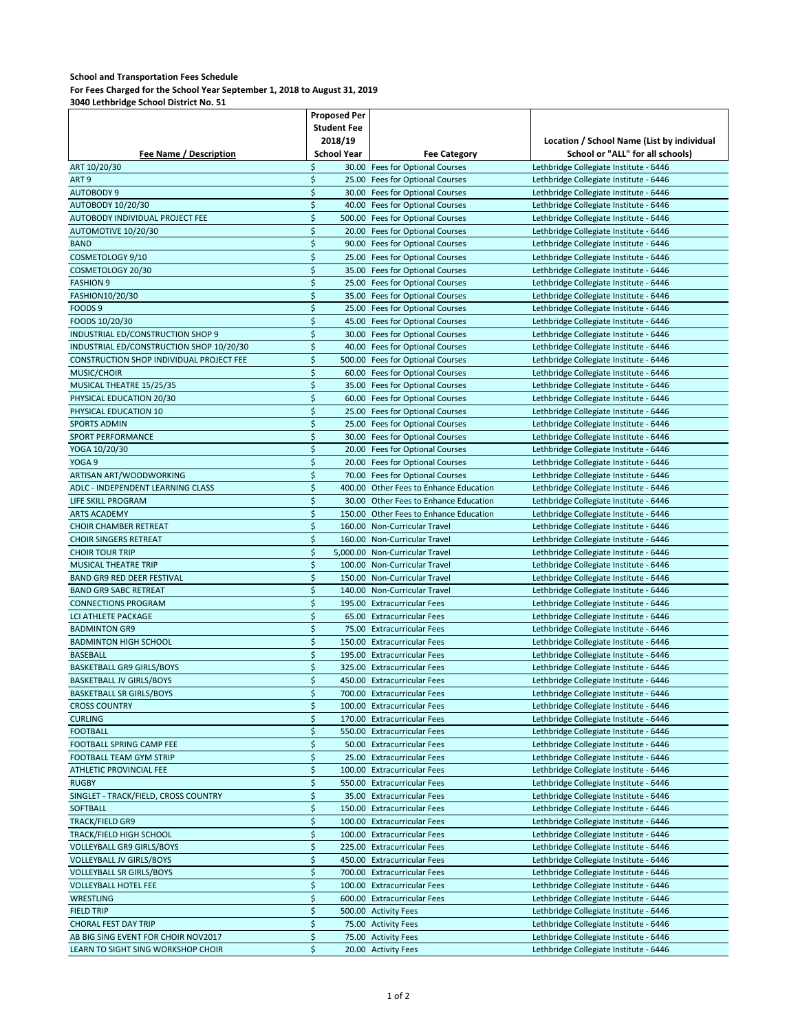**School and Transportation Fees Schedule**
**For Fees Charged for the School Year September 1, 2018 to August 31, 2019**
**3040 Lethbridge School District No. 51**

| Fee Name / Description | Proposed Per Student Fee 2018/19 School Year | Fee Category | Location / School Name (List by individual School or "ALL" for all schools) |
|---|---|---|---|
| ART 10/20/30 | $ 30.00 | Fees for Optional Courses | Lethbridge Collegiate Institute - 6446 |
| ART 9 | $ 25.00 | Fees for Optional Courses | Lethbridge Collegiate Institute - 6446 |
| AUTOBODY 9 | $ 30.00 | Fees for Optional Courses | Lethbridge Collegiate Institute - 6446 |
| AUTOBODY 10/20/30 | $ 40.00 | Fees for Optional Courses | Lethbridge Collegiate Institute - 6446 |
| AUTOBODY INDIVIDUAL PROJECT FEE | $ 500.00 | Fees for Optional Courses | Lethbridge Collegiate Institute - 6446 |
| AUTOMOTIVE 10/20/30 | $ 20.00 | Fees for Optional Courses | Lethbridge Collegiate Institute - 6446 |
| BAND | $ 90.00 | Fees for Optional Courses | Lethbridge Collegiate Institute - 6446 |
| COSMETOLOGY 9/10 | $ 25.00 | Fees for Optional Courses | Lethbridge Collegiate Institute - 6446 |
| COSMETOLOGY 20/30 | $ 35.00 | Fees for Optional Courses | Lethbridge Collegiate Institute - 6446 |
| FASHION 9 | $ 25.00 | Fees for Optional Courses | Lethbridge Collegiate Institute - 6446 |
| FASHION10/20/30 | $ 35.00 | Fees for Optional Courses | Lethbridge Collegiate Institute - 6446 |
| FOODS 9 | $ 25.00 | Fees for Optional Courses | Lethbridge Collegiate Institute - 6446 |
| FOODS 10/20/30 | $ 45.00 | Fees for Optional Courses | Lethbridge Collegiate Institute - 6446 |
| INDUSTRIAL ED/CONSTRUCTION SHOP 9 | $ 30.00 | Fees for Optional Courses | Lethbridge Collegiate Institute - 6446 |
| INDUSTRIAL ED/CONSTRUCTION SHOP 10/20/30 | $ 40.00 | Fees for Optional Courses | Lethbridge Collegiate Institute - 6446 |
| CONSTRUCTION SHOP INDIVIDUAL PROJECT FEE | $ 500.00 | Fees for Optional Courses | Lethbridge Collegiate Institute - 6446 |
| MUSIC/CHOIR | $ 60.00 | Fees for Optional Courses | Lethbridge Collegiate Institute - 6446 |
| MUSICAL THEATRE 15/25/35 | $ 35.00 | Fees for Optional Courses | Lethbridge Collegiate Institute - 6446 |
| PHYSICAL EDUCATION 20/30 | $ 60.00 | Fees for Optional Courses | Lethbridge Collegiate Institute - 6446 |
| PHYSICAL EDUCATION 10 | $ 25.00 | Fees for Optional Courses | Lethbridge Collegiate Institute - 6446 |
| SPORTS ADMIN | $ 25.00 | Fees for Optional Courses | Lethbridge Collegiate Institute - 6446 |
| SPORT PERFORMANCE | $ 30.00 | Fees for Optional Courses | Lethbridge Collegiate Institute - 6446 |
| YOGA 10/20/30 | $ 20.00 | Fees for Optional Courses | Lethbridge Collegiate Institute - 6446 |
| YOGA 9 | $ 20.00 | Fees for Optional Courses | Lethbridge Collegiate Institute - 6446 |
| ARTISAN ART/WOODWORKING | $ 70.00 | Fees for Optional Courses | Lethbridge Collegiate Institute - 6446 |
| ADLC - INDEPENDENT LEARNING CLASS | $ 400.00 | Other Fees to Enhance Education | Lethbridge Collegiate Institute - 6446 |
| LIFE SKILL PROGRAM | $ 30.00 | Other Fees to Enhance Education | Lethbridge Collegiate Institute - 6446 |
| ARTS ACADEMY | $ 150.00 | Other Fees to Enhance Education | Lethbridge Collegiate Institute - 6446 |
| CHOIR CHAMBER RETREAT | $ 160.00 | Non-Curricular Travel | Lethbridge Collegiate Institute - 6446 |
| CHOIR SINGERS RETREAT | $ 160.00 | Non-Curricular Travel | Lethbridge Collegiate Institute - 6446 |
| CHOIR TOUR TRIP | $ 5,000.00 | Non-Curricular Travel | Lethbridge Collegiate Institute - 6446 |
| MUSICAL THEATRE TRIP | $ 100.00 | Non-Curricular Travel | Lethbridge Collegiate Institute - 6446 |
| BAND GR9 RED DEER FESTIVAL | $ 150.00 | Non-Curricular Travel | Lethbridge Collegiate Institute - 6446 |
| BAND GR9 SABC RETREAT | $ 140.00 | Non-Curricular Travel | Lethbridge Collegiate Institute - 6446 |
| CONNECTIONS PROGRAM | $ 195.00 | Extracurricular Fees | Lethbridge Collegiate Institute - 6446 |
| LCI ATHLETE PACKAGE | $ 65.00 | Extracurricular Fees | Lethbridge Collegiate Institute - 6446 |
| BADMINTON GR9 | $ 75.00 | Extracurricular Fees | Lethbridge Collegiate Institute - 6446 |
| BADMINTON HIGH SCHOOL | $ 150.00 | Extracurricular Fees | Lethbridge Collegiate Institute - 6446 |
| BASEBALL | $ 195.00 | Extracurricular Fees | Lethbridge Collegiate Institute - 6446 |
| BASKETBALL GR9 GIRLS/BOYS | $ 325.00 | Extracurricular Fees | Lethbridge Collegiate Institute - 6446 |
| BASKETBALL JV GIRLS/BOYS | $ 450.00 | Extracurricular Fees | Lethbridge Collegiate Institute - 6446 |
| BASKETBALL SR GIRLS/BOYS | $ 700.00 | Extracurricular Fees | Lethbridge Collegiate Institute - 6446 |
| CROSS COUNTRY | $ 100.00 | Extracurricular Fees | Lethbridge Collegiate Institute - 6446 |
| CURLING | $ 170.00 | Extracurricular Fees | Lethbridge Collegiate Institute - 6446 |
| FOOTBALL | $ 550.00 | Extracurricular Fees | Lethbridge Collegiate Institute - 6446 |
| FOOTBALL SPRING CAMP FEE | $ 50.00 | Extracurricular Fees | Lethbridge Collegiate Institute - 6446 |
| FOOTBALL TEAM GYM STRIP | $ 25.00 | Extracurricular Fees | Lethbridge Collegiate Institute - 6446 |
| ATHLETIC PROVINCIAL FEE | $ 100.00 | Extracurricular Fees | Lethbridge Collegiate Institute - 6446 |
| RUGBY | $ 550.00 | Extracurricular Fees | Lethbridge Collegiate Institute - 6446 |
| SINGLET - TRACK/FIELD, CROSS COUNTRY | $ 35.00 | Extracurricular Fees | Lethbridge Collegiate Institute - 6446 |
| SOFTBALL | $ 150.00 | Extracurricular Fees | Lethbridge Collegiate Institute - 6446 |
| TRACK/FIELD GR9 | $ 100.00 | Extracurricular Fees | Lethbridge Collegiate Institute - 6446 |
| TRACK/FIELD HIGH SCHOOL | $ 100.00 | Extracurricular Fees | Lethbridge Collegiate Institute - 6446 |
| VOLLEYBALL GR9 GIRLS/BOYS | $ 225.00 | Extracurricular Fees | Lethbridge Collegiate Institute - 6446 |
| VOLLEYBALL JV GIRLS/BOYS | $ 450.00 | Extracurricular Fees | Lethbridge Collegiate Institute - 6446 |
| VOLLEYBALL SR GIRLS/BOYS | $ 700.00 | Extracurricular Fees | Lethbridge Collegiate Institute - 6446 |
| VOLLEYBALL HOTEL FEE | $ 100.00 | Extracurricular Fees | Lethbridge Collegiate Institute - 6446 |
| WRESTLING | $ 600.00 | Extracurricular Fees | Lethbridge Collegiate Institute - 6446 |
| FIELD TRIP | $ 500.00 | Activity Fees | Lethbridge Collegiate Institute - 6446 |
| CHORAL FEST DAY TRIP | $ 75.00 | Activity Fees | Lethbridge Collegiate Institute - 6446 |
| AB BIG SING EVENT FOR CHOIR NOV2017 | $ 75.00 | Activity Fees | Lethbridge Collegiate Institute - 6446 |
| LEARN TO SIGHT SING WORKSHOP CHOIR | $ 20.00 | Activity Fees | Lethbridge Collegiate Institute - 6446 |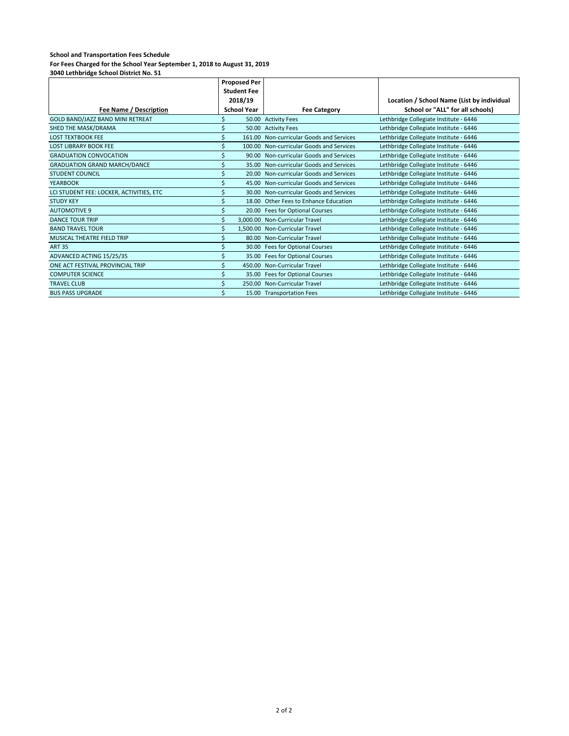**School and Transportation Fees Schedule**
**For Fees Charged for the School Year September 1, 2018 to August 31, 2019**
**3040 Lethbridge School District No. 51**

| Fee Name / Description | Proposed Per Student Fee 2018/19 School Year | Fee Category | Location / School Name (List by individual School or "ALL" for all schools) |
|---|---|---|---|
| GOLD BAND/JAZZ BAND MINI RETREAT | $ 50.00 | Activity Fees | Lethbridge Collegiate Institute - 6446 |
| SHED THE MASK/DRAMA | $ 50.00 | Activity Fees | Lethbridge Collegiate Institute - 6446 |
| LOST TEXTBOOK FEE | $ 161.00 | Non-curricular Goods and Services | Lethbridge Collegiate Institute - 6446 |
| LOST LIBRARY BOOK FEE | $ 100.00 | Non-curricular Goods and Services | Lethbridge Collegiate Institute - 6446 |
| GRADUATION CONVOCATION | $ 90.00 | Non-curricular Goods and Services | Lethbridge Collegiate Institute - 6446 |
| GRADUATION GRAND MARCH/DANCE | $ 35.00 | Non-curricular Goods and Services | Lethbridge Collegiate Institute - 6446 |
| STUDENT COUNCIL | $ 20.00 | Non-curricular Goods and Services | Lethbridge Collegiate Institute - 6446 |
| YEARBOOK | $ 45.00 | Non-curricular Goods and Services | Lethbridge Collegiate Institute - 6446 |
| LCI STUDENT FEE: LOCKER, ACTIVITIES, ETC | $ 30.00 | Non-curricular Goods and Services | Lethbridge Collegiate Institute - 6446 |
| STUDY KEY | $ 18.00 | Other Fees to Enhance Education | Lethbridge Collegiate Institute - 6446 |
| AUTOMOTIVE 9 | $ 20.00 | Fees for Optional Courses | Lethbridge Collegiate Institute - 6446 |
| DANCE TOUR TRIP | $ 3,000.00 | Non-Curricular Travel | Lethbridge Collegiate Institute - 6446 |
| BAND TRAVEL TOUR | $ 1,500.00 | Non-Curricular Travel | Lethbridge Collegiate Institute - 6446 |
| MUSICAL THEATRE FIELD TRIP | $ 80.00 | Non-Curricular Travel | Lethbridge Collegiate Institute - 6446 |
| ART 35 | $ 30.00 | Fees for Optional Courses | Lethbridge Collegiate Institute - 6446 |
| ADVANCED ACTING 15/25/35 | $ 35.00 | Fees for Optional Courses | Lethbridge Collegiate Institute - 6446 |
| ONE ACT FESTIVAL PROVINCIAL TRIP | $ 450.00 | Non-Curricular Travel | Lethbridge Collegiate Institute - 6446 |
| COMPUTER SCIENCE | $ 35.00 | Fees for Optional Courses | Lethbridge Collegiate Institute - 6446 |
| TRAVEL CLUB | $ 250.00 | Non-Curricular Travel | Lethbridge Collegiate Institute - 6446 |
| BUS PASS UPGRADE | $ 15.00 | Transportation Fees | Lethbridge Collegiate Institute - 6446 |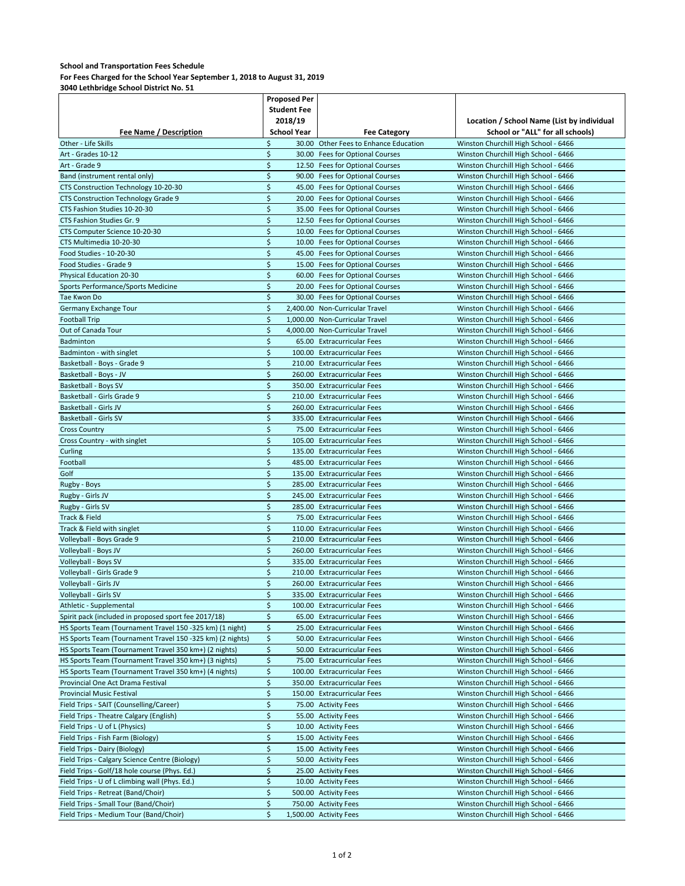**School and Transportation Fees Schedule**
**For Fees Charged for the School Year September 1, 2018 to August 31, 2019**
**3040 Lethbridge School District No. 51**

| Fee Name / Description | Proposed Per Student Fee 2018/19 School Year | Fee Category | Location / School Name (List by individual School or "ALL" for all schools) |
|---|---|---|---|
| Other - Life Skills | $ 30.00 | Other Fees to Enhance Education | Winston Churchill High School - 6466 |
| Art - Grades 10-12 | $ 30.00 | Fees for Optional Courses | Winston Churchill High School - 6466 |
| Art - Grade 9 | $ 12.50 | Fees for Optional Courses | Winston Churchill High School - 6466 |
| Band (instrument rental only) | $ 90.00 | Fees for Optional Courses | Winston Churchill High School - 6466 |
| CTS Construction Technology 10-20-30 | $ 45.00 | Fees for Optional Courses | Winston Churchill High School - 6466 |
| CTS Construction Technology Grade 9 | $ 20.00 | Fees for Optional Courses | Winston Churchill High School - 6466 |
| CTS Fashion Studies 10-20-30 | $ 35.00 | Fees for Optional Courses | Winston Churchill High School - 6466 |
| CTS Fashion Studies Gr. 9 | $ 12.50 | Fees for Optional Courses | Winston Churchill High School - 6466 |
| CTS Computer Science 10-20-30 | $ 10.00 | Fees for Optional Courses | Winston Churchill High School - 6466 |
| CTS Multimedia 10-20-30 | $ 10.00 | Fees for Optional Courses | Winston Churchill High School - 6466 |
| Food Studies - 10-20-30 | $ 45.00 | Fees for Optional Courses | Winston Churchill High School - 6466 |
| Food Studies - Grade 9 | $ 15.00 | Fees for Optional Courses | Winston Churchill High School - 6466 |
| Physical Education 20-30 | $ 60.00 | Fees for Optional Courses | Winston Churchill High School - 6466 |
| Sports Performance/Sports Medicine | $ 20.00 | Fees for Optional Courses | Winston Churchill High School - 6466 |
| Tae Kwon Do | $ 30.00 | Fees for Optional Courses | Winston Churchill High School - 6466 |
| Germany Exchange Tour | $ 2,400.00 | Non-Curricular Travel | Winston Churchill High School - 6466 |
| Football Trip | $ 1,000.00 | Non-Curricular Travel | Winston Churchill High School - 6466 |
| Out of Canada Tour | $ 4,000.00 | Non-Curricular Travel | Winston Churchill High School - 6466 |
| Badminton | $ 65.00 | Extracurricular Fees | Winston Churchill High School - 6466 |
| Badminton - with singlet | $ 100.00 | Extracurricular Fees | Winston Churchill High School - 6466 |
| Basketball - Boys - Grade 9 | $ 210.00 | Extracurricular Fees | Winston Churchill High School - 6466 |
| Basketball - Boys - JV | $ 260.00 | Extracurricular Fees | Winston Churchill High School - 6466 |
| Basketball - Boys SV | $ 350.00 | Extracurricular Fees | Winston Churchill High School - 6466 |
| Basketball - Girls Grade 9 | $ 210.00 | Extracurricular Fees | Winston Churchill High School - 6466 |
| Basketball - Girls JV | $ 260.00 | Extracurricular Fees | Winston Churchill High School - 6466 |
| Basketball - Girls SV | $ 335.00 | Extracurricular Fees | Winston Churchill High School - 6466 |
| Cross Country | $ 75.00 | Extracurricular Fees | Winston Churchill High School - 6466 |
| Cross Country - with singlet | $ 105.00 | Extracurricular Fees | Winston Churchill High School - 6466 |
| Curling | $ 135.00 | Extracurricular Fees | Winston Churchill High School - 6466 |
| Football | $ 485.00 | Extracurricular Fees | Winston Churchill High School - 6466 |
| Golf | $ 135.00 | Extracurricular Fees | Winston Churchill High School - 6466 |
| Rugby - Boys | $ 285.00 | Extracurricular Fees | Winston Churchill High School - 6466 |
| Rugby - Girls JV | $ 245.00 | Extracurricular Fees | Winston Churchill High School - 6466 |
| Rugby - Girls SV | $ 285.00 | Extracurricular Fees | Winston Churchill High School - 6466 |
| Track & Field | $ 75.00 | Extracurricular Fees | Winston Churchill High School - 6466 |
| Track & Field with singlet | $ 110.00 | Extracurricular Fees | Winston Churchill High School - 6466 |
| Volleyball - Boys Grade 9 | $ 210.00 | Extracurricular Fees | Winston Churchill High School - 6466 |
| Volleyball - Boys JV | $ 260.00 | Extracurricular Fees | Winston Churchill High School - 6466 |
| Volleyball - Boys SV | $ 335.00 | Extracurricular Fees | Winston Churchill High School - 6466 |
| Volleyball - Girls Grade 9 | $ 210.00 | Extracurricular Fees | Winston Churchill High School - 6466 |
| Volleyball - Girls JV | $ 260.00 | Extracurricular Fees | Winston Churchill High School - 6466 |
| Volleyball - Girls SV | $ 335.00 | Extracurricular Fees | Winston Churchill High School - 6466 |
| Athletic - Supplemental | $ 100.00 | Extracurricular Fees | Winston Churchill High School - 6466 |
| Spirit pack (included in proposed sport fee 2017/18) | $ 65.00 | Extracurricular Fees | Winston Churchill High School - 6466 |
| HS Sports Team (Tournament Travel 150 -325 km) (1 night) | $ 25.00 | Extracurricular Fees | Winston Churchill High School - 6466 |
| HS Sports Team (Tournament Travel 150 -325 km) (2 nights) | $ 50.00 | Extracurricular Fees | Winston Churchill High School - 6466 |
| HS Sports Team (Tournament Travel 350 km+) (2 nights) | $ 50.00 | Extracurricular Fees | Winston Churchill High School - 6466 |
| HS Sports Team (Tournament Travel 350 km+) (3 nights) | $ 75.00 | Extracurricular Fees | Winston Churchill High School - 6466 |
| HS Sports Team (Tournament Travel 350 km+) (4 nights) | $ 100.00 | Extracurricular Fees | Winston Churchill High School - 6466 |
| Provincial One Act Drama Festival | $ 350.00 | Extracurricular Fees | Winston Churchill High School - 6466 |
| Provincial Music Festival | $ 150.00 | Extracurricular Fees | Winston Churchill High School - 6466 |
| Field Trips - SAIT (Counselling/Career) | $ 75.00 | Activity Fees | Winston Churchill High School - 6466 |
| Field Trips - Theatre Calgary (English) | $ 55.00 | Activity Fees | Winston Churchill High School - 6466 |
| Field Trips - U of L (Physics) | $ 10.00 | Activity Fees | Winston Churchill High School - 6466 |
| Field Trips - Fish Farm (Biology) | $ 15.00 | Activity Fees | Winston Churchill High School - 6466 |
| Field Trips - Dairy (Biology) | $ 15.00 | Activity Fees | Winston Churchill High School - 6466 |
| Field Trips - Calgary Science Centre (Biology) | $ 50.00 | Activity Fees | Winston Churchill High School - 6466 |
| Field Trips - Golf/18 hole course (Phys. Ed.) | $ 25.00 | Activity Fees | Winston Churchill High School - 6466 |
| Field Trips - U of L climbing wall (Phys. Ed.) | $ 10.00 | Activity Fees | Winston Churchill High School - 6466 |
| Field Trips - Retreat (Band/Choir) | $ 500.00 | Activity Fees | Winston Churchill High School - 6466 |
| Field Trips - Small Tour (Band/Choir) | $ 750.00 | Activity Fees | Winston Churchill High School - 6466 |
| Field Trips - Medium Tour (Band/Choir) | $ 1,500.00 | Activity Fees | Winston Churchill High School - 6466 |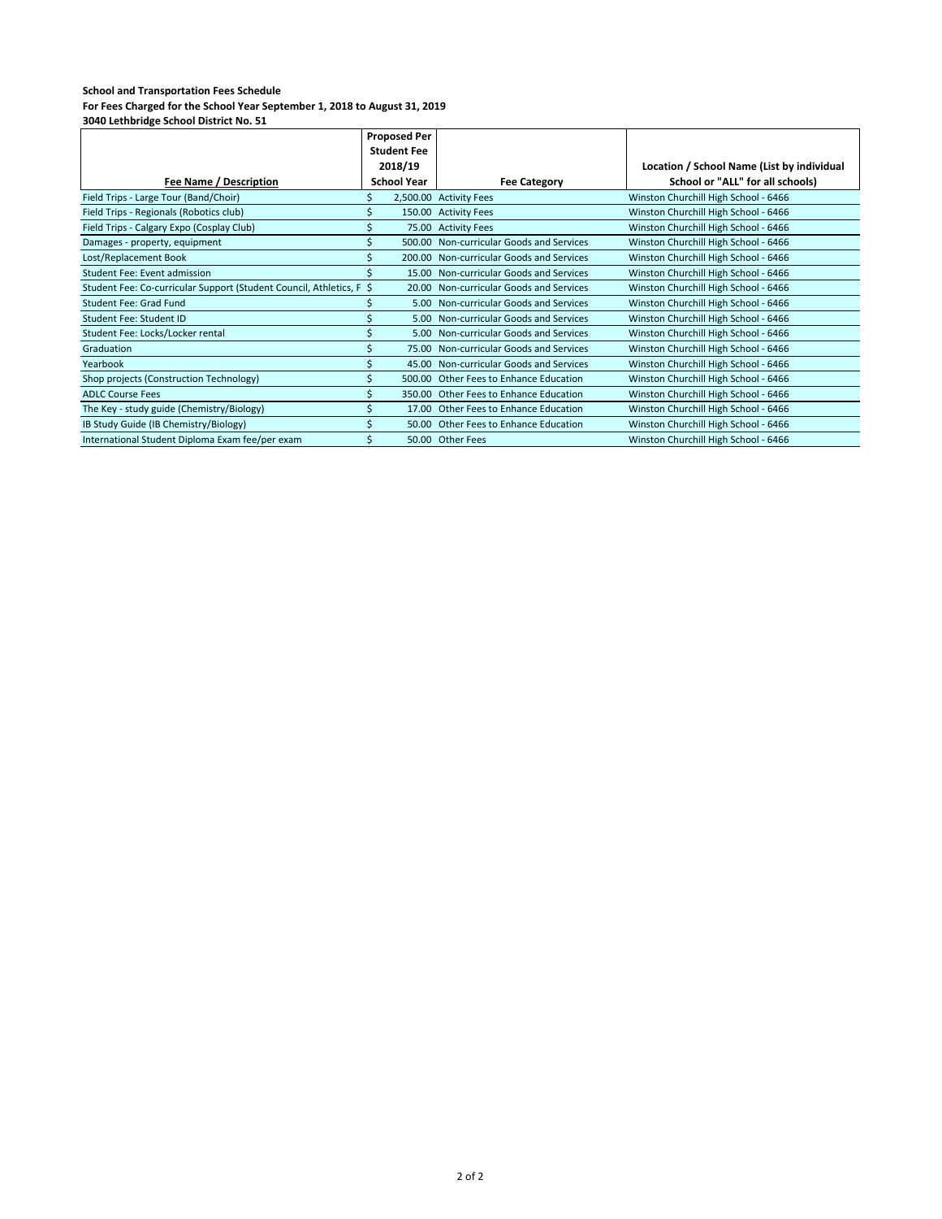**School and Transportation Fees Schedule**
**For Fees Charged for the School Year September 1, 2018 to August 31, 2019**
**3040 Lethbridge School District No. 51**

| Fee Name / Description | Proposed Per Student Fee 2018/19 School Year | Fee Category | Location / School Name (List by individual School or "ALL" for all schools) |
|---|---|---|---|
| Field Trips - Large Tour (Band/Choir) | $ 2,500.00 | Activity Fees | Winston Churchill High School - 6466 |
| Field Trips - Regionals (Robotics club) | $ 150.00 | Activity Fees | Winston Churchill High School - 6466 |
| Field Trips - Calgary Expo (Cosplay Club) | $ 75.00 | Activity Fees | Winston Churchill High School - 6466 |
| Damages - property, equipment | $ 500.00 | Non-curricular Goods and Services | Winston Churchill High School - 6466 |
| Lost/Replacement Book | $ 200.00 | Non-curricular Goods and Services | Winston Churchill High School - 6466 |
| Student Fee: Event admission | $ 15.00 | Non-curricular Goods and Services | Winston Churchill High School - 6466 |
| Student Fee: Co-curricular Support (Student Council, Athletics, F | $ 20.00 | Non-curricular Goods and Services | Winston Churchill High School - 6466 |
| Student Fee: Grad Fund | $ 5.00 | Non-curricular Goods and Services | Winston Churchill High School - 6466 |
| Student Fee: Student ID | $ 5.00 | Non-curricular Goods and Services | Winston Churchill High School - 6466 |
| Student Fee: Locks/Locker rental | $ 5.00 | Non-curricular Goods and Services | Winston Churchill High School - 6466 |
| Graduation | $ 75.00 | Non-curricular Goods and Services | Winston Churchill High School - 6466 |
| Yearbook | $ 45.00 | Non-curricular Goods and Services | Winston Churchill High School - 6466 |
| Shop projects (Construction Technology) | $ 500.00 | Other Fees to Enhance Education | Winston Churchill High School - 6466 |
| ADLC Course Fees | $ 350.00 | Other Fees to Enhance Education | Winston Churchill High School - 6466 |
| The Key - study guide (Chemistry/Biology) | $ 17.00 | Other Fees to Enhance Education | Winston Churchill High School - 6466 |
| IB Study Guide (IB Chemistry/Biology) | $ 50.00 | Other Fees to Enhance Education | Winston Churchill High School - 6466 |
| International Student Diploma Exam fee/per exam | $ 50.00 | Other Fees | Winston Churchill High School - 6466 |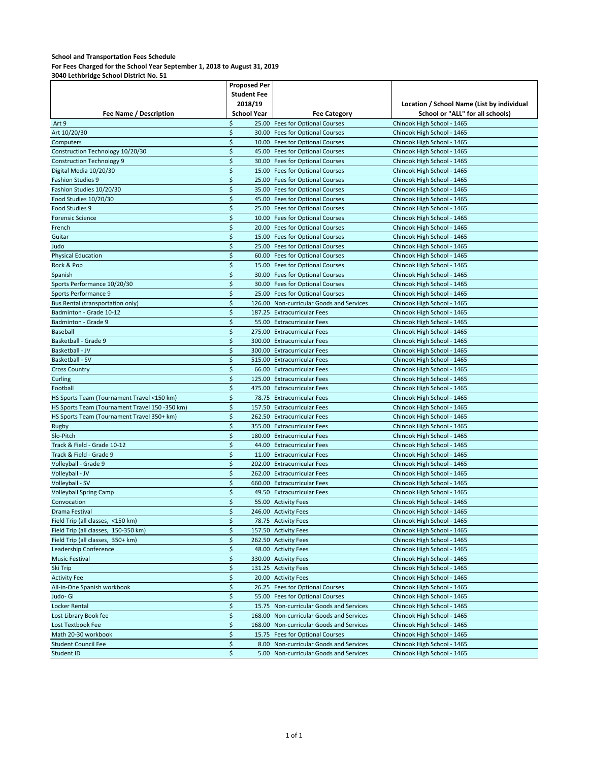**School and Transportation Fees Schedule**
**For Fees Charged for the School Year September 1, 2018 to August 31, 2019**
**3040 Lethbridge School District No. 51**

| Fee Name / Description | Proposed Per Student Fee 2018/19 School Year | Fee Category | Location / School Name (List by individual School or "ALL" for all schools) |
|---|---|---|---|
| Art 9 | $ 25.00 | Fees for Optional Courses | Chinook High School - 1465 |
| Art 10/20/30 | $ 30.00 | Fees for Optional Courses | Chinook High School - 1465 |
| Computers | $ 10.00 | Fees for Optional Courses | Chinook High School - 1465 |
| Construction Technology 10/20/30 | $ 45.00 | Fees for Optional Courses | Chinook High School - 1465 |
| Construction Technology 9 | $ 30.00 | Fees for Optional Courses | Chinook High School - 1465 |
| Digital Media 10/20/30 | $ 15.00 | Fees for Optional Courses | Chinook High School - 1465 |
| Fashion Studies 9 | $ 25.00 | Fees for Optional Courses | Chinook High School - 1465 |
| Fashion Studies 10/20/30 | $ 35.00 | Fees for Optional Courses | Chinook High School - 1465 |
| Food Studies 10/20/30 | $ 45.00 | Fees for Optional Courses | Chinook High School - 1465 |
| Food Studies 9 | $ 25.00 | Fees for Optional Courses | Chinook High School - 1465 |
| Forensic Science | $ 10.00 | Fees for Optional Courses | Chinook High School - 1465 |
| French | $ 20.00 | Fees for Optional Courses | Chinook High School - 1465 |
| Guitar | $ 15.00 | Fees for Optional Courses | Chinook High School - 1465 |
| Judo | $ 25.00 | Fees for Optional Courses | Chinook High School - 1465 |
| Physical Education | $ 60.00 | Fees for Optional Courses | Chinook High School - 1465 |
| Rock & Pop | $ 15.00 | Fees for Optional Courses | Chinook High School - 1465 |
| Spanish | $ 30.00 | Fees for Optional Courses | Chinook High School - 1465 |
| Sports Performance 10/20/30 | $ 30.00 | Fees for Optional Courses | Chinook High School - 1465 |
| Sports Performance 9 | $ 25.00 | Fees for Optional Courses | Chinook High School - 1465 |
| Bus Rental (transportation only) | $ 126.00 | Non-curricular Goods and Services | Chinook High School - 1465 |
| Badminton - Grade 10-12 | $ 187.25 | Extracurricular Fees | Chinook High School - 1465 |
| Badminton - Grade 9 | $ 55.00 | Extracurricular Fees | Chinook High School - 1465 |
| Baseball | $ 275.00 | Extracurricular Fees | Chinook High School - 1465 |
| Basketball - Grade 9 | $ 300.00 | Extracurricular Fees | Chinook High School - 1465 |
| Basketball - JV | $ 300.00 | Extracurricular Fees | Chinook High School - 1465 |
| Basketball - SV | $ 515.00 | Extracurricular Fees | Chinook High School - 1465 |
| Cross Country | $ 66.00 | Extracurricular Fees | Chinook High School - 1465 |
| Curling | $ 125.00 | Extracurricular Fees | Chinook High School - 1465 |
| Football | $ 475.00 | Extracurricular Fees | Chinook High School - 1465 |
| HS Sports Team (Tournament Travel <150 km) | $ 78.75 | Extracurricular Fees | Chinook High School - 1465 |
| HS Sports Team (Tournament Travel 150 -350 km) | $ 157.50 | Extracurricular Fees | Chinook High School - 1465 |
| HS Sports Team (Tournament Travel 350+ km) | $ 262.50 | Extracurricular Fees | Chinook High School - 1465 |
| Rugby | $ 355.00 | Extracurricular Fees | Chinook High School - 1465 |
| Slo-Pitch | $ 180.00 | Extracurricular Fees | Chinook High School - 1465 |
| Track & Field - Grade 10-12 | $ 44.00 | Extracurricular Fees | Chinook High School - 1465 |
| Track & Field - Grade 9 | $ 11.00 | Extracurricular Fees | Chinook High School - 1465 |
| Volleyball - Grade 9 | $ 202.00 | Extracurricular Fees | Chinook High School - 1465 |
| Volleyball - JV | $ 262.00 | Extracurricular Fees | Chinook High School - 1465 |
| Volleyball - SV | $ 660.00 | Extracurricular Fees | Chinook High School - 1465 |
| Volleyball Spring Camp | $ 49.50 | Extracurricular Fees | Chinook High School - 1465 |
| Convocation | $ 55.00 | Activity Fees | Chinook High School - 1465 |
| Drama Festival | $ 246.00 | Activity Fees | Chinook High School - 1465 |
| Field Trip (all classes, <150 km) | $ 78.75 | Activity Fees | Chinook High School - 1465 |
| Field Trip (all classes, 150-350 km) | $ 157.50 | Activity Fees | Chinook High School - 1465 |
| Field Trip (all classes, 350+ km) | $ 262.50 | Activity Fees | Chinook High School - 1465 |
| Leadership Conference | $ 48.00 | Activity Fees | Chinook High School - 1465 |
| Music Festival | $ 330.00 | Activity Fees | Chinook High School - 1465 |
| Ski Trip | $ 131.25 | Activity Fees | Chinook High School - 1465 |
| Activity Fee | $ 20.00 | Activity Fees | Chinook High School - 1465 |
| All-in-One Spanish workbook | $ 26.25 | Fees for Optional Courses | Chinook High School - 1465 |
| Judo- Gi | $ 55.00 | Fees for Optional Courses | Chinook High School - 1465 |
| Locker Rental | $ 15.75 | Non-curricular Goods and Services | Chinook High School - 1465 |
| Lost Library Book fee | $ 168.00 | Non-curricular Goods and Services | Chinook High School - 1465 |
| Lost Textbook Fee | $ 168.00 | Non-curricular Goods and Services | Chinook High School - 1465 |
| Math 20-30 workbook | $ 15.75 | Fees for Optional Courses | Chinook High School - 1465 |
| Student Council Fee | $ 8.00 | Non-curricular Goods and Services | Chinook High School - 1465 |
| Student ID | $ 5.00 | Non-curricular Goods and Services | Chinook High School - 1465 |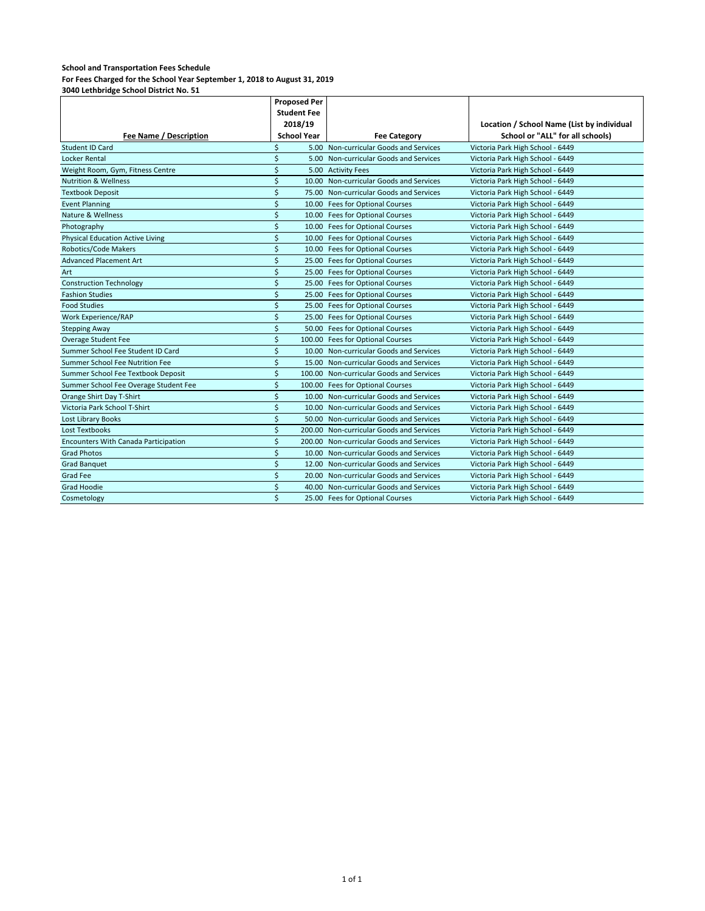**School and Transportation Fees Schedule**
**For Fees Charged for the School Year September 1, 2018 to August 31, 2019**
**3040 Lethbridge School District No. 51**

| Fee Name / Description | Proposed Per Student Fee 2018/19 School Year | Fee Category | Location / School Name (List by individual School or "ALL" for all schools) |
|---|---|---|---|
| Student ID Card | $ 5.00 | Non-curricular Goods and Services | Victoria Park High School - 6449 |
| Locker Rental | $ 5.00 | Non-curricular Goods and Services | Victoria Park High School - 6449 |
| Weight Room, Gym, Fitness Centre | $ 5.00 | Activity Fees | Victoria Park High School - 6449 |
| Nutrition & Wellness | $ 10.00 | Non-curricular Goods and Services | Victoria Park High School - 6449 |
| Textbook Deposit | $ 75.00 | Non-curricular Goods and Services | Victoria Park High School - 6449 |
| Event Planning | $ 10.00 | Fees for Optional Courses | Victoria Park High School - 6449 |
| Nature & Wellness | $ 10.00 | Fees for Optional Courses | Victoria Park High School - 6449 |
| Photography | $ 10.00 | Fees for Optional Courses | Victoria Park High School - 6449 |
| Physical Education Active Living | $ 10.00 | Fees for Optional Courses | Victoria Park High School - 6449 |
| Robotics/Code Makers | $ 10.00 | Fees for Optional Courses | Victoria Park High School - 6449 |
| Advanced Placement Art | $ 25.00 | Fees for Optional Courses | Victoria Park High School - 6449 |
| Art | $ 25.00 | Fees for Optional Courses | Victoria Park High School - 6449 |
| Construction Technology | $ 25.00 | Fees for Optional Courses | Victoria Park High School - 6449 |
| Fashion Studies | $ 25.00 | Fees for Optional Courses | Victoria Park High School - 6449 |
| Food Studies | $ 25.00 | Fees for Optional Courses | Victoria Park High School - 6449 |
| Work Experience/RAP | $ 25.00 | Fees for Optional Courses | Victoria Park High School - 6449 |
| Stepping Away | $ 50.00 | Fees for Optional Courses | Victoria Park High School - 6449 |
| Overage Student Fee | $ 100.00 | Fees for Optional Courses | Victoria Park High School - 6449 |
| Summer School Fee Student ID Card | $ 10.00 | Non-curricular Goods and Services | Victoria Park High School - 6449 |
| Summer School Fee Nutrition Fee | $ 15.00 | Non-curricular Goods and Services | Victoria Park High School - 6449 |
| Summer School Fee Textbook Deposit | $ 100.00 | Non-curricular Goods and Services | Victoria Park High School - 6449 |
| Summer School Fee Overage Student Fee | $ 100.00 | Fees for Optional Courses | Victoria Park High School - 6449 |
| Orange Shirt Day T-Shirt | $ 10.00 | Non-curricular Goods and Services | Victoria Park High School - 6449 |
| Victoria Park School T-Shirt | $ 10.00 | Non-curricular Goods and Services | Victoria Park High School - 6449 |
| Lost Library Books | $ 50.00 | Non-curricular Goods and Services | Victoria Park High School - 6449 |
| Lost Textbooks | $ 200.00 | Non-curricular Goods and Services | Victoria Park High School - 6449 |
| Encounters With Canada Participation | $ 200.00 | Non-curricular Goods and Services | Victoria Park High School - 6449 |
| Grad Photos | $ 10.00 | Non-curricular Goods and Services | Victoria Park High School - 6449 |
| Grad Banquet | $ 12.00 | Non-curricular Goods and Services | Victoria Park High School - 6449 |
| Grad Fee | $ 20.00 | Non-curricular Goods and Services | Victoria Park High School - 6449 |
| Grad Hoodie | $ 40.00 | Non-curricular Goods and Services | Victoria Park High School - 6449 |
| Cosmetology | $ 25.00 | Fees for Optional Courses | Victoria Park High School - 6449 |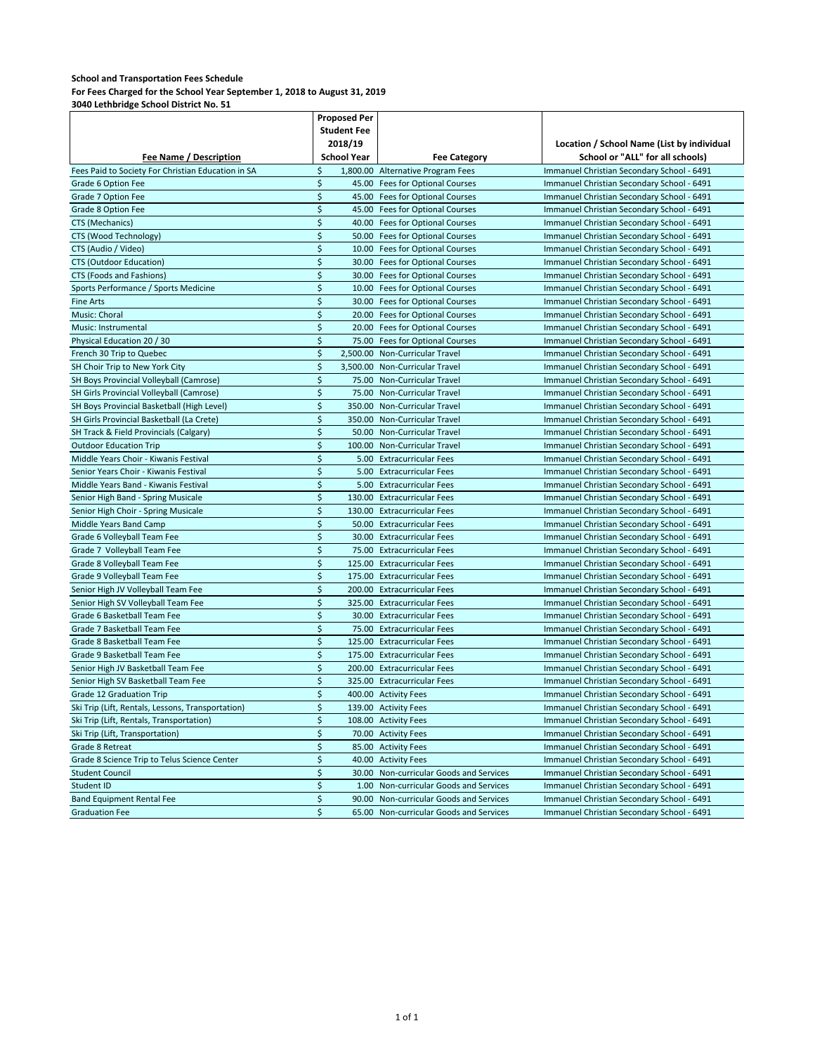**School and Transportation Fees Schedule**

**For Fees Charged for the School Year September 1, 2018 to August 31, 2019**

**3040 Lethbridge School District No. 51**

| Fee Name / Description | Proposed Per Student Fee 2018/19 School Year | Fee Category | Location / School Name (List by individual School or "ALL" for all schools) |
|---|---|---|---|
| Fees Paid to Society For Christian Education in SA | $ 1,800.00 | Alternative Program Fees | Immanuel Christian Secondary School - 6491 |
| Grade 6 Option Fee | $ 45.00 | Fees for Optional Courses | Immanuel Christian Secondary School - 6491 |
| Grade 7 Option Fee | $ 45.00 | Fees for Optional Courses | Immanuel Christian Secondary School - 6491 |
| Grade 8 Option Fee | $ 45.00 | Fees for Optional Courses | Immanuel Christian Secondary School - 6491 |
| CTS (Mechanics) | $ 40.00 | Fees for Optional Courses | Immanuel Christian Secondary School - 6491 |
| CTS (Wood Technology) | $ 50.00 | Fees for Optional Courses | Immanuel Christian Secondary School - 6491 |
| CTS (Audio / Video) | $ 10.00 | Fees for Optional Courses | Immanuel Christian Secondary School - 6491 |
| CTS (Outdoor Education) | $ 30.00 | Fees for Optional Courses | Immanuel Christian Secondary School - 6491 |
| CTS (Foods and Fashions) | $ 30.00 | Fees for Optional Courses | Immanuel Christian Secondary School - 6491 |
| Sports Performance / Sports Medicine | $ 10.00 | Fees for Optional Courses | Immanuel Christian Secondary School - 6491 |
| Fine Arts | $ 30.00 | Fees for Optional Courses | Immanuel Christian Secondary School - 6491 |
| Music: Choral | $ 20.00 | Fees for Optional Courses | Immanuel Christian Secondary School - 6491 |
| Music: Instrumental | $ 20.00 | Fees for Optional Courses | Immanuel Christian Secondary School - 6491 |
| Physical Education 20 / 30 | $ 75.00 | Fees for Optional Courses | Immanuel Christian Secondary School - 6491 |
| French 30 Trip to Quebec | $ 2,500.00 | Non-Curricular Travel | Immanuel Christian Secondary School - 6491 |
| SH Choir Trip to New York City | $ 3,500.00 | Non-Curricular Travel | Immanuel Christian Secondary School - 6491 |
| SH Boys Provincial Volleyball (Camrose) | $ 75.00 | Non-Curricular Travel | Immanuel Christian Secondary School - 6491 |
| SH Girls Provincial Volleyball (Camrose) | $ 75.00 | Non-Curricular Travel | Immanuel Christian Secondary School - 6491 |
| SH Boys Provincial Basketball (High Level) | $ 350.00 | Non-Curricular Travel | Immanuel Christian Secondary School - 6491 |
| SH Girls Provincial Basketball (La Crete) | $ 350.00 | Non-Curricular Travel | Immanuel Christian Secondary School - 6491 |
| SH Track & Field Provincials (Calgary) | $ 50.00 | Non-Curricular Travel | Immanuel Christian Secondary School - 6491 |
| Outdoor Education Trip | $ 100.00 | Non-Curricular Travel | Immanuel Christian Secondary School - 6491 |
| Middle Years Choir - Kiwanis Festival | $ 5.00 | Extracurricular Fees | Immanuel Christian Secondary School - 6491 |
| Senior Years Choir - Kiwanis Festival | $ 5.00 | Extracurricular Fees | Immanuel Christian Secondary School - 6491 |
| Middle Years Band - Kiwanis Festival | $ 5.00 | Extracurricular Fees | Immanuel Christian Secondary School - 6491 |
| Senior High Band - Spring Musicale | $ 130.00 | Extracurricular Fees | Immanuel Christian Secondary School - 6491 |
| Senior High Choir - Spring Musicale | $ 130.00 | Extracurricular Fees | Immanuel Christian Secondary School - 6491 |
| Middle Years Band Camp | $ 50.00 | Extracurricular Fees | Immanuel Christian Secondary School - 6491 |
| Grade 6 Volleyball Team Fee | $ 30.00 | Extracurricular Fees | Immanuel Christian Secondary School - 6491 |
| Grade 7 Volleyball Team Fee | $ 75.00 | Extracurricular Fees | Immanuel Christian Secondary School - 6491 |
| Grade 8 Volleyball Team Fee | $ 125.00 | Extracurricular Fees | Immanuel Christian Secondary School - 6491 |
| Grade 9 Volleyball Team Fee | $ 175.00 | Extracurricular Fees | Immanuel Christian Secondary School - 6491 |
| Senior High JV Volleyball Team Fee | $ 200.00 | Extracurricular Fees | Immanuel Christian Secondary School - 6491 |
| Senior High SV Volleyball Team Fee | $ 325.00 | Extracurricular Fees | Immanuel Christian Secondary School - 6491 |
| Grade 6 Basketball Team Fee | $ 30.00 | Extracurricular Fees | Immanuel Christian Secondary School - 6491 |
| Grade 7 Basketball Team Fee | $ 75.00 | Extracurricular Fees | Immanuel Christian Secondary School - 6491 |
| Grade 8 Basketball Team Fee | $ 125.00 | Extracurricular Fees | Immanuel Christian Secondary School - 6491 |
| Grade 9 Basketball Team Fee | $ 175.00 | Extracurricular Fees | Immanuel Christian Secondary School - 6491 |
| Senior High JV Basketball Team Fee | $ 200.00 | Extracurricular Fees | Immanuel Christian Secondary School - 6491 |
| Senior High SV Basketball Team Fee | $ 325.00 | Extracurricular Fees | Immanuel Christian Secondary School - 6491 |
| Grade 12 Graduation Trip | $ 400.00 | Activity Fees | Immanuel Christian Secondary School - 6491 |
| Ski Trip (Lift, Rentals, Lessons, Transportation) | $ 139.00 | Activity Fees | Immanuel Christian Secondary School - 6491 |
| Ski Trip (Lift, Rentals, Transportation) | $ 108.00 | Activity Fees | Immanuel Christian Secondary School - 6491 |
| Ski Trip (Lift, Transportation) | $ 70.00 | Activity Fees | Immanuel Christian Secondary School - 6491 |
| Grade 8 Retreat | $ 85.00 | Activity Fees | Immanuel Christian Secondary School - 6491 |
| Grade 8 Science Trip to Telus Science Center | $ 40.00 | Activity Fees | Immanuel Christian Secondary School - 6491 |
| Student Council | $ 30.00 | Non-curricular Goods and Services | Immanuel Christian Secondary School - 6491 |
| Student ID | $ 1.00 | Non-curricular Goods and Services | Immanuel Christian Secondary School - 6491 |
| Band Equipment Rental Fee | $ 90.00 | Non-curricular Goods and Services | Immanuel Christian Secondary School - 6491 |
| Graduation Fee | $ 65.00 | Non-curricular Goods and Services | Immanuel Christian Secondary School - 6491 |